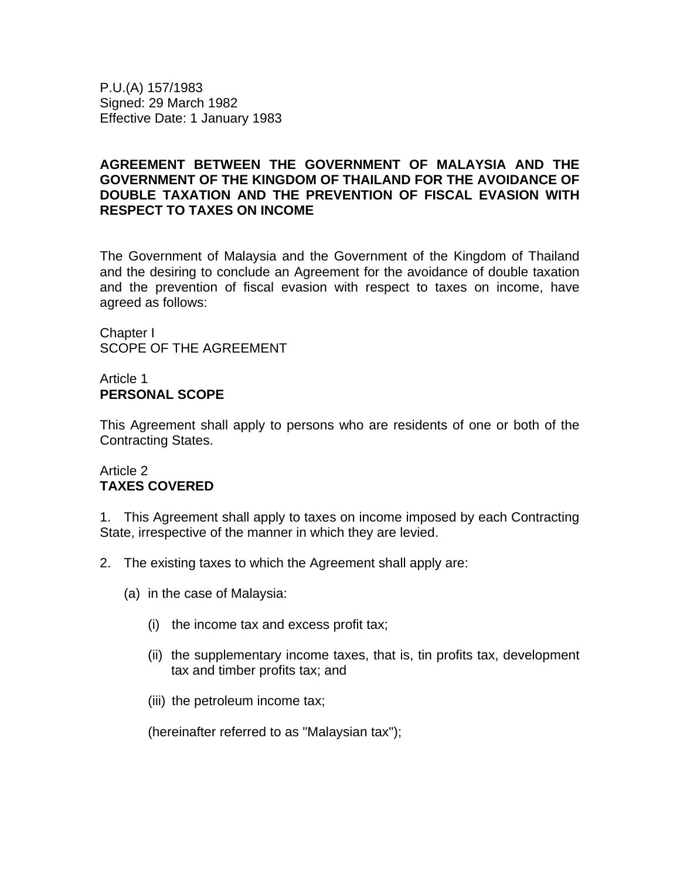P.U.(A) 157/1983
Signed: 29 March 1982
Effective Date: 1 January 1983

# AGREEMENT BETWEEN THE GOVERNMENT OF MALAYSIA AND THE GOVERNMENT OF THE KINGDOM OF THAILAND FOR THE AVOIDANCE OF DOUBLE TAXATION AND THE PREVENTION OF FISCAL EVASION WITH RESPECT TO TAXES ON INCOME

The Government of Malaysia and the Government of the Kingdom of Thailand and the desiring to conclude an Agreement for the avoidance of double taxation and the prevention of fiscal evasion with respect to taxes on income, have agreed as follows:

## Chapter I
## SCOPE OF THE AGREEMENT

### Article 1
### PERSONAL SCOPE

This Agreement shall apply to persons who are residents of one or both of the Contracting States.

### Article 2
### TAXES COVERED

1. This Agreement shall apply to taxes on income imposed by each Contracting State, irrespective of the manner in which they are levied.

2. The existing taxes to which the Agreement shall apply are:

   (a) in the case of Malaysia:

      (i) the income tax and excess profit tax;

      (ii) the supplementary income taxes, that is, tin profits tax, development tax and timber profits tax; and

      (iii) the petroleum income tax;

      (hereinafter referred to as "Malaysian tax");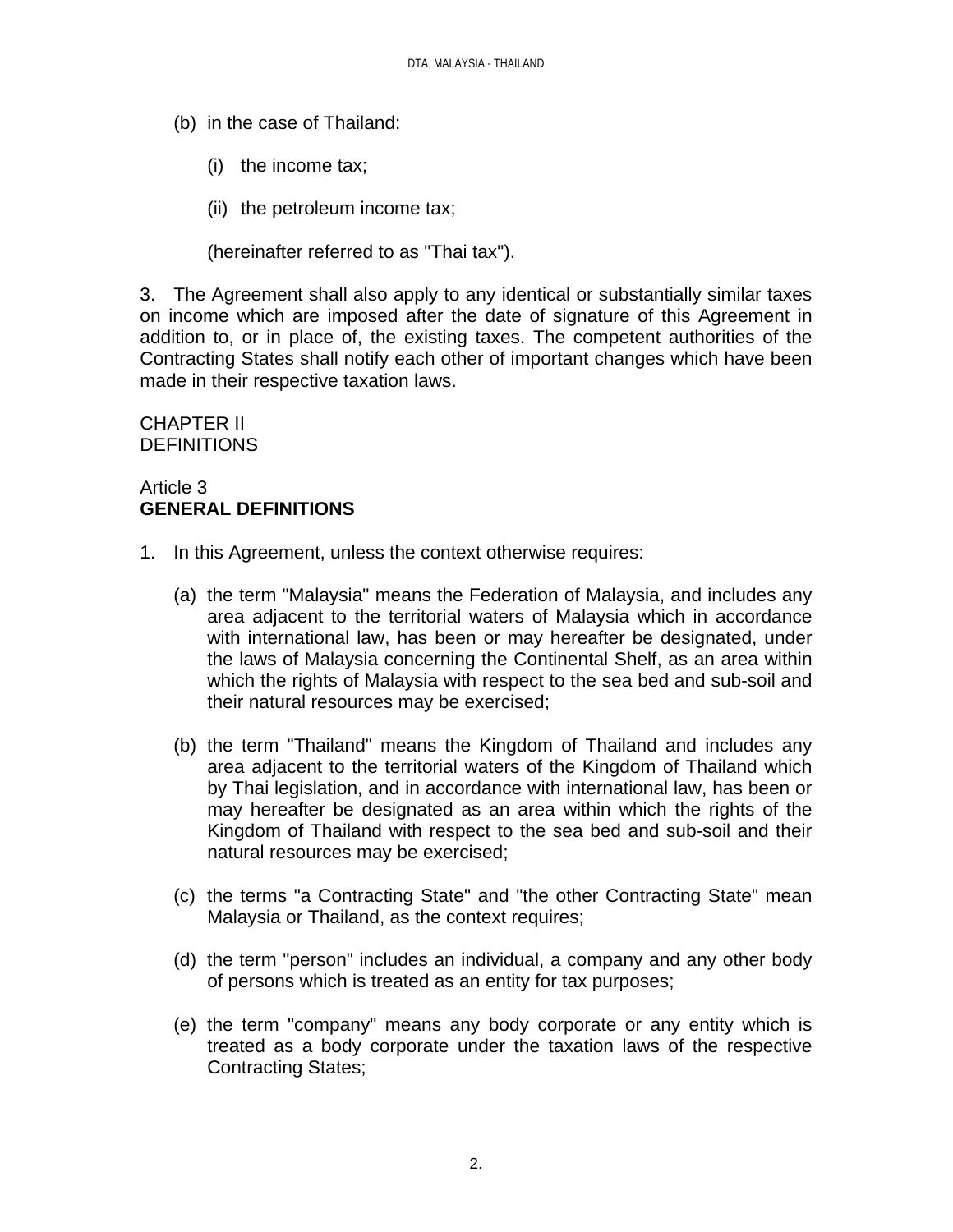(b) in the case of Thailand:

(i) the income tax;

(ii) the petroleum income tax;

(hereinafter referred to as "Thai tax").

3. The Agreement shall also apply to any identical or substantially similar taxes on income which are imposed after the date of signature of this Agreement in addition to, or in place of, the existing taxes. The competent authorities of the Contracting States shall notify each other of important changes which have been made in their respective taxation laws.

## CHAPTER II
## DEFINITIONS

### Article 3
### **GENERAL DEFINITIONS**

1. In this Agreement, unless the context otherwise requires:

   (a) the term "Malaysia" means the Federation of Malaysia, and includes any area adjacent to the territorial waters of Malaysia which in accordance with international law, has been or may hereafter be designated, under the laws of Malaysia concerning the Continental Shelf, as an area within which the rights of Malaysia with respect to the sea bed and sub-soil and their natural resources may be exercised;

   (b) the term "Thailand" means the Kingdom of Thailand and includes any area adjacent to the territorial waters of the Kingdom of Thailand which by Thai legislation, and in accordance with international law, has been or may hereafter be designated as an area within which the rights of the Kingdom of Thailand with respect to the sea bed and sub-soil and their natural resources may be exercised;

   (c) the terms "a Contracting State" and "the other Contracting State" mean Malaysia or Thailand, as the context requires;

   (d) the term "person" includes an individual, a company and any other body of persons which is treated as an entity for tax purposes;

   (e) the term "company" means any body corporate or any entity which is treated as a body corporate under the taxation laws of the respective Contracting States;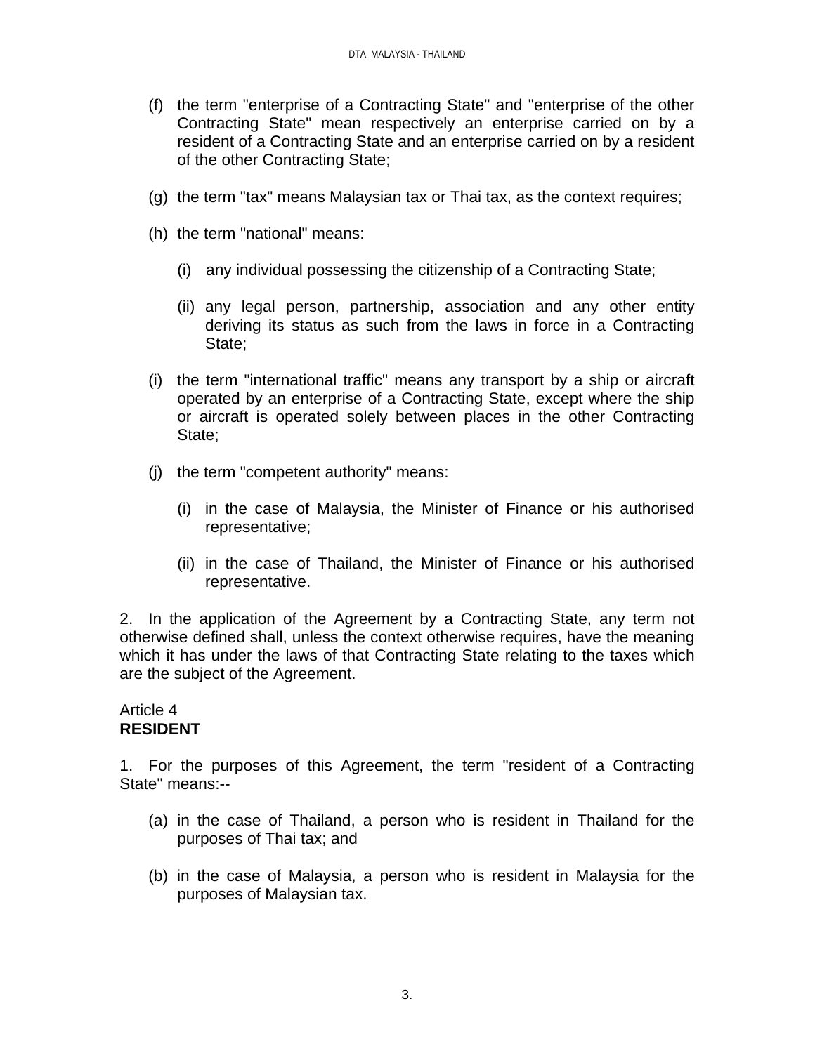(f) the term "enterprise of a Contracting State" and "enterprise of the other Contracting State" mean respectively an enterprise carried on by a resident of a Contracting State and an enterprise carried on by a resident of the other Contracting State;

(g) the term "tax" means Malaysian tax or Thai tax, as the context requires;

(h) the term "national" means:

   (i) any individual possessing the citizenship of a Contracting State;

   (ii) any legal person, partnership, association and any other entity deriving its status as such from the laws in force in a Contracting State;

(i) the term "international traffic" means any transport by a ship or aircraft operated by an enterprise of a Contracting State, except where the ship or aircraft is operated solely between places in the other Contracting State;

(j) the term "competent authority" means:

   (i) in the case of Malaysia, the Minister of Finance or his authorised representative;

   (ii) in the case of Thailand, the Minister of Finance or his authorised representative.

2. In the application of the Agreement by a Contracting State, any term not otherwise defined shall, unless the context otherwise requires, have the meaning which it has under the laws of that Contracting State relating to the taxes which are the subject of the Agreement.

Article 4
**RESIDENT**

1. For the purposes of this Agreement, the term "resident of a Contracting State" means:--

(a) in the case of Thailand, a person who is resident in Thailand for the purposes of Thai tax; and

(b) in the case of Malaysia, a person who is resident in Malaysia for the purposes of Malaysian tax.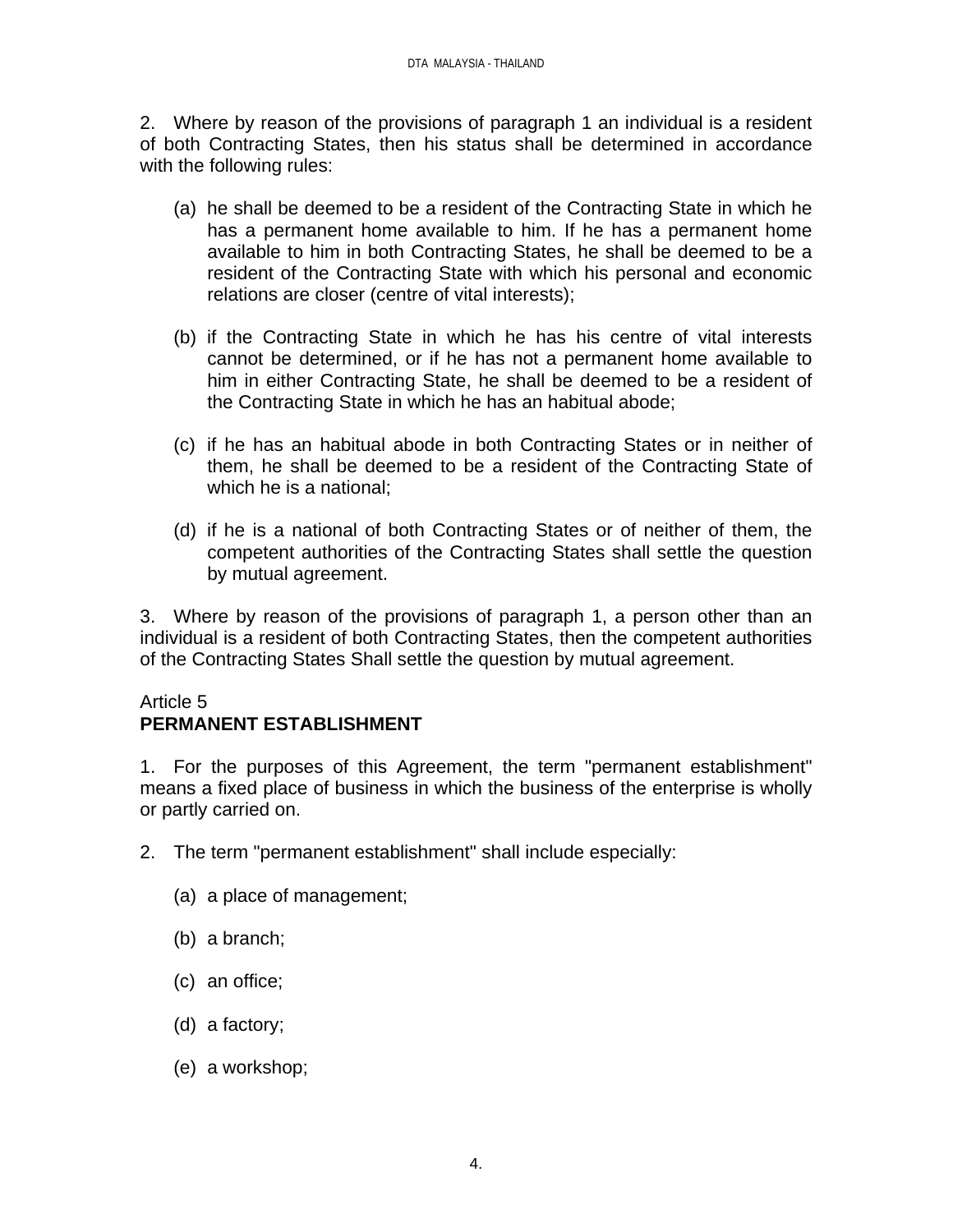2. Where by reason of the provisions of paragraph 1 an individual is a resident of both Contracting States, then his status shall be determined in accordance with the following rules:

(a) he shall be deemed to be a resident of the Contracting State in which he has a permanent home available to him. If he has a permanent home available to him in both Contracting States, he shall be deemed to be a resident of the Contracting State with which his personal and economic relations are closer (centre of vital interests);

(b) if the Contracting State in which he has his centre of vital interests cannot be determined, or if he has not a permanent home available to him in either Contracting State, he shall be deemed to be a resident of the Contracting State in which he has an habitual abode;

(c) if he has an habitual abode in both Contracting States or in neither of them, he shall be deemed to be a resident of the Contracting State of which he is a national;

(d) if he is a national of both Contracting States or of neither of them, the competent authorities of the Contracting States shall settle the question by mutual agreement.

3. Where by reason of the provisions of paragraph 1, a person other than an individual is a resident of both Contracting States, then the competent authorities of the Contracting States Shall settle the question by mutual agreement.

Article 5
**PERMANENT ESTABLISHMENT**

1. For the purposes of this Agreement, the term "permanent establishment" means a fixed place of business in which the business of the enterprise is wholly or partly carried on.

2. The term "permanent establishment" shall include especially:

(a) a place of management;

(b) a branch;

(c) an office;

(d) a factory;

(e) a workshop;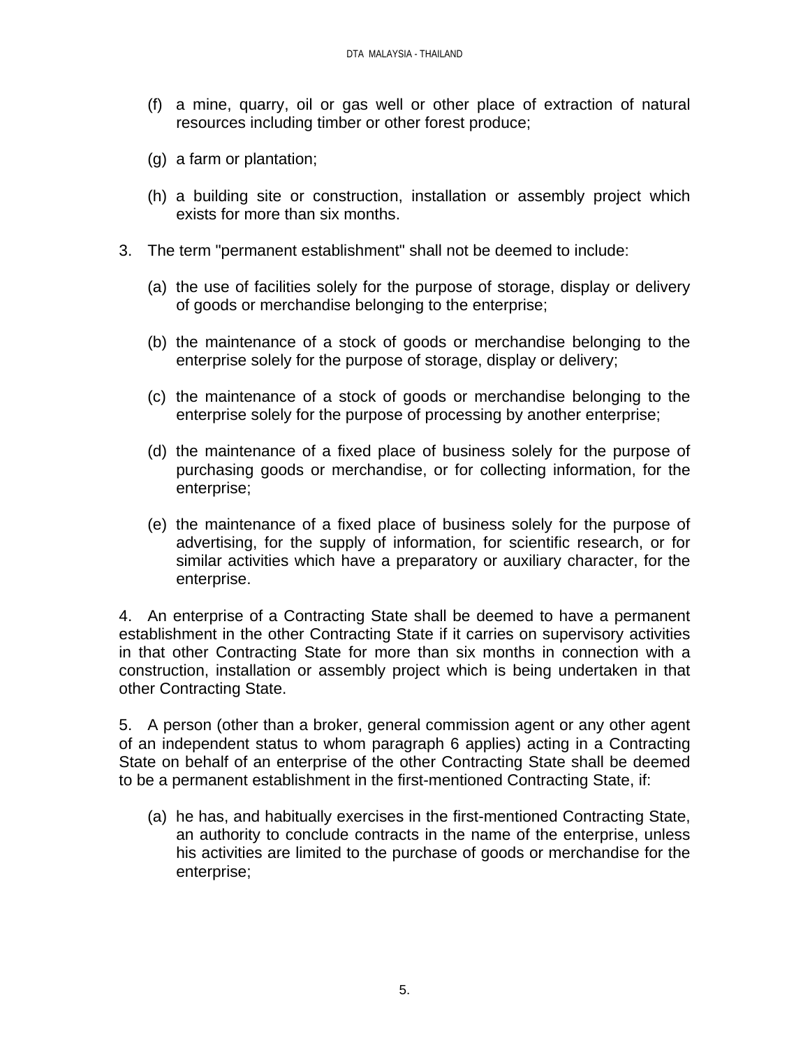(f) a mine, quarry, oil or gas well or other place of extraction of natural resources including timber or other forest produce;

(g) a farm or plantation;

(h) a building site or construction, installation or assembly project which exists for more than six months.

3. The term "permanent establishment" shall not be deemed to include:

(a) the use of facilities solely for the purpose of storage, display or delivery of goods or merchandise belonging to the enterprise;

(b) the maintenance of a stock of goods or merchandise belonging to the enterprise solely for the purpose of storage, display or delivery;

(c) the maintenance of a stock of goods or merchandise belonging to the enterprise solely for the purpose of processing by another enterprise;

(d) the maintenance of a fixed place of business solely for the purpose of purchasing goods or merchandise, or for collecting information, for the enterprise;

(e) the maintenance of a fixed place of business solely for the purpose of advertising, for the supply of information, for scientific research, or for similar activities which have a preparatory or auxiliary character, for the enterprise.

4. An enterprise of a Contracting State shall be deemed to have a permanent establishment in the other Contracting State if it carries on supervisory activities in that other Contracting State for more than six months in connection with a construction, installation or assembly project which is being undertaken in that other Contracting State.

5. A person (other than a broker, general commission agent or any other agent of an independent status to whom paragraph 6 applies) acting in a Contracting State on behalf of an enterprise of the other Contracting State shall be deemed to be a permanent establishment in the first-mentioned Contracting State, if:

(a) he has, and habitually exercises in the first-mentioned Contracting State, an authority to conclude contracts in the name of the enterprise, unless his activities are limited to the purchase of goods or merchandise for the enterprise;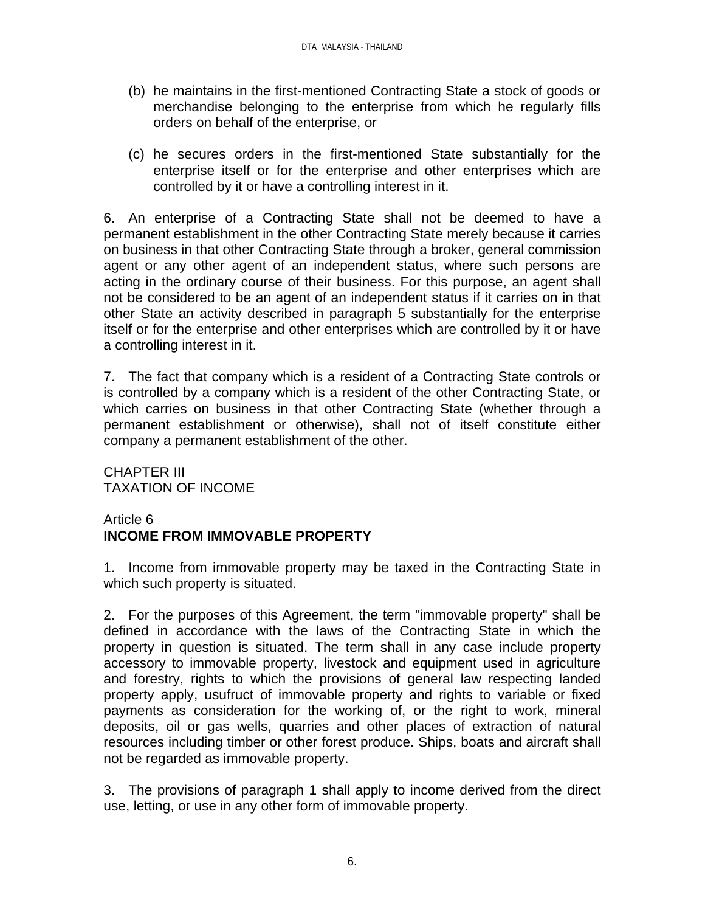(b) he maintains in the first-mentioned Contracting State a stock of goods or merchandise belonging to the enterprise from which he regularly fills orders on behalf of the enterprise, or

(c) he secures orders in the first-mentioned State substantially for the enterprise itself or for the enterprise and other enterprises which are controlled by it or have a controlling interest in it.

6. An enterprise of a Contracting State shall not be deemed to have a permanent establishment in the other Contracting State merely because it carries on business in that other Contracting State through a broker, general commission agent or any other agent of an independent status, where such persons are acting in the ordinary course of their business. For this purpose, an agent shall not be considered to be an agent of an independent status if it carries on in that other State an activity described in paragraph 5 substantially for the enterprise itself or for the enterprise and other enterprises which are controlled by it or have a controlling interest in it.

7. The fact that company which is a resident of a Contracting State controls or is controlled by a company which is a resident of the other Contracting State, or which carries on business in that other Contracting State (whether through a permanent establishment or otherwise), shall not of itself constitute either company a permanent establishment of the other.

## CHAPTER III
## TAXATION OF INCOME

### Article 6
### **INCOME FROM IMMOVABLE PROPERTY**

1. Income from immovable property may be taxed in the Contracting State in which such property is situated.

2. For the purposes of this Agreement, the term "immovable property" shall be defined in accordance with the laws of the Contracting State in which the property in question is situated. The term shall in any case include property accessory to immovable property, livestock and equipment used in agriculture and forestry, rights to which the provisions of general law respecting landed property apply, usufruct of immovable property and rights to variable or fixed payments as consideration for the working of, or the right to work, mineral deposits, oil or gas wells, quarries and other places of extraction of natural resources including timber or other forest produce. Ships, boats and aircraft shall not be regarded as immovable property.

3. The provisions of paragraph 1 shall apply to income derived from the direct use, letting, or use in any other form of immovable property.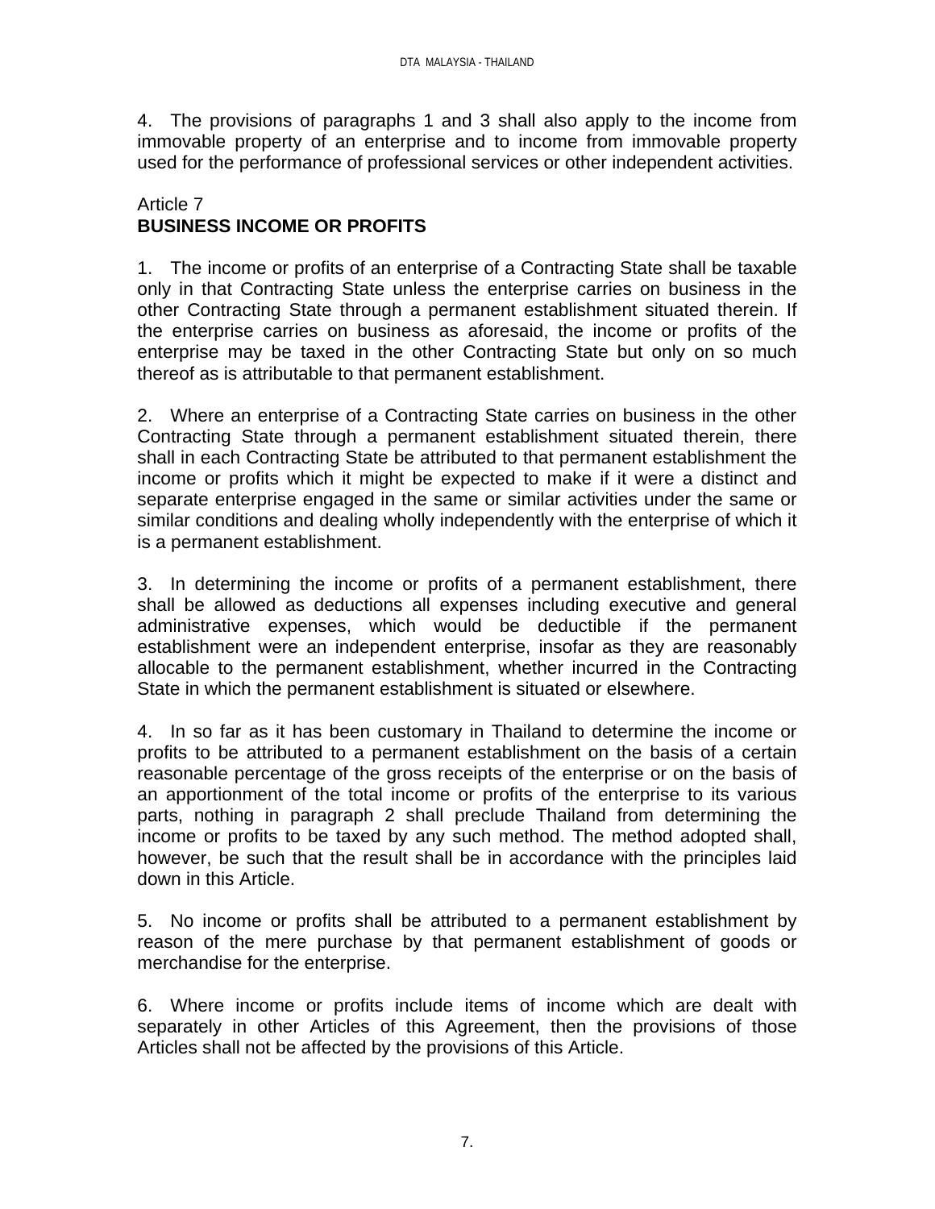4. The provisions of paragraphs 1 and 3 shall also apply to the income from immovable property of an enterprise and to income from immovable property used for the performance of professional services or other independent activities.

Article 7
**BUSINESS INCOME OR PROFITS**

1. The income or profits of an enterprise of a Contracting State shall be taxable only in that Contracting State unless the enterprise carries on business in the other Contracting State through a permanent establishment situated therein. If the enterprise carries on business as aforesaid, the income or profits of the enterprise may be taxed in the other Contracting State but only on so much thereof as is attributable to that permanent establishment.

2. Where an enterprise of a Contracting State carries on business in the other Contracting State through a permanent establishment situated therein, there shall in each Contracting State be attributed to that permanent establishment the income or profits which it might be expected to make if it were a distinct and separate enterprise engaged in the same or similar activities under the same or similar conditions and dealing wholly independently with the enterprise of which it is a permanent establishment.

3. In determining the income or profits of a permanent establishment, there shall be allowed as deductions all expenses including executive and general administrative expenses, which would be deductible if the permanent establishment were an independent enterprise, insofar as they are reasonably allocable to the permanent establishment, whether incurred in the Contracting State in which the permanent establishment is situated or elsewhere.

4. In so far as it has been customary in Thailand to determine the income or profits to be attributed to a permanent establishment on the basis of a certain reasonable percentage of the gross receipts of the enterprise or on the basis of an apportionment of the total income or profits of the enterprise to its various parts, nothing in paragraph 2 shall preclude Thailand from determining the income or profits to be taxed by any such method. The method adopted shall, however, be such that the result shall be in accordance with the principles laid down in this Article.

5. No income or profits shall be attributed to a permanent establishment by reason of the mere purchase by that permanent establishment of goods or merchandise for the enterprise.

6. Where income or profits include items of income which are dealt with separately in other Articles of this Agreement, then the provisions of those Articles shall not be affected by the provisions of this Article.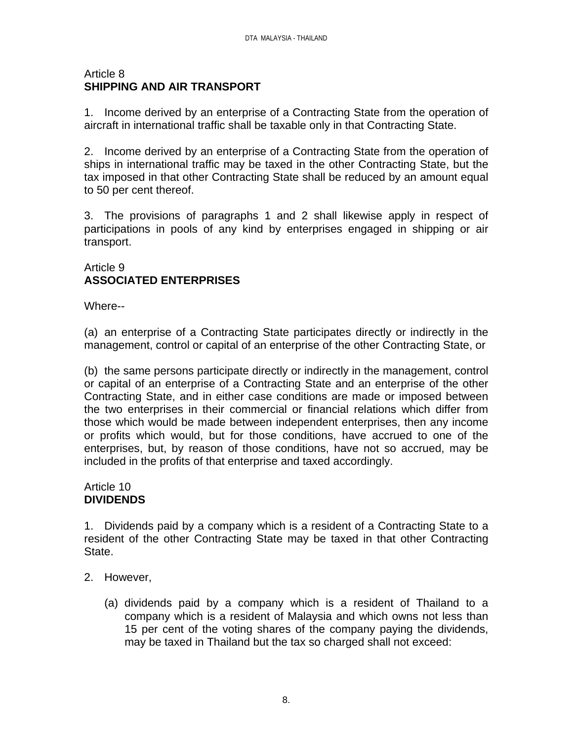## Article 8
**SHIPPING AND AIR TRANSPORT**

1. Income derived by an enterprise of a Contracting State from the operation of aircraft in international traffic shall be taxable only in that Contracting State.

2. Income derived by an enterprise of a Contracting State from the operation of ships in international traffic may be taxed in the other Contracting State, but the tax imposed in that other Contracting State shall be reduced by an amount equal to 50 per cent thereof.

3. The provisions of paragraphs 1 and 2 shall likewise apply in respect of participations in pools of any kind by enterprises engaged in shipping or air transport.

## Article 9
**ASSOCIATED ENTERPRISES**

Where--

(a) an enterprise of a Contracting State participates directly or indirectly in the management, control or capital of an enterprise of the other Contracting State, or

(b) the same persons participate directly or indirectly in the management, control or capital of an enterprise of a Contracting State and an enterprise of the other Contracting State, and in either case conditions are made or imposed between the two enterprises in their commercial or financial relations which differ from those which would be made between independent enterprises, then any income or profits which would, but for those conditions, have accrued to one of the enterprises, but, by reason of those conditions, have not so accrued, may be included in the profits of that enterprise and taxed accordingly.

## Article 10
**DIVIDENDS**

1. Dividends paid by a company which is a resident of a Contracting State to a resident of the other Contracting State may be taxed in that other Contracting State.

2. However,

   (a) dividends paid by a company which is a resident of Thailand to a company which is a resident of Malaysia and which owns not less than 15 per cent of the voting shares of the company paying the dividends, may be taxed in Thailand but the tax so charged shall not exceed: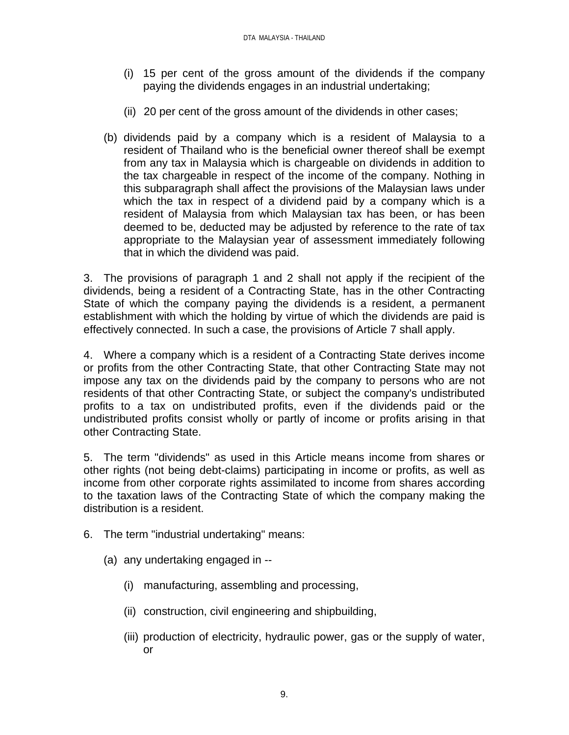(i) 15 per cent of the gross amount of the dividends if the company paying the dividends engages in an industrial undertaking;

(ii) 20 per cent of the gross amount of the dividends in other cases;

(b) dividends paid by a company which is a resident of Malaysia to a resident of Thailand who is the beneficial owner thereof shall be exempt from any tax in Malaysia which is chargeable on dividends in addition to the tax chargeable in respect of the income of the company. Nothing in this subparagraph shall affect the provisions of the Malaysian laws under which the tax in respect of a dividend paid by a company which is a resident of Malaysia from which Malaysian tax has been, or has been deemed to be, deducted may be adjusted by reference to the rate of tax appropriate to the Malaysian year of assessment immediately following that in which the dividend was paid.

3. The provisions of paragraph 1 and 2 shall not apply if the recipient of the dividends, being a resident of a Contracting State, has in the other Contracting State of which the company paying the dividends is a resident, a permanent establishment with which the holding by virtue of which the dividends are paid is effectively connected. In such a case, the provisions of Article 7 shall apply.

4. Where a company which is a resident of a Contracting State derives income or profits from the other Contracting State, that other Contracting State may not impose any tax on the dividends paid by the company to persons who are not residents of that other Contracting State, or subject the company's undistributed profits to a tax on undistributed profits, even if the dividends paid or the undistributed profits consist wholly or partly of income or profits arising in that other Contracting State.

5. The term "dividends" as used in this Article means income from shares or other rights (not being debt-claims) participating in income or profits, as well as income from other corporate rights assimilated to income from shares according to the taxation laws of the Contracting State of which the company making the distribution is a resident.

6. The term "industrial undertaking" means:

(a) any undertaking engaged in --

(i) manufacturing, assembling and processing,

(ii) construction, civil engineering and shipbuilding,

(iii) production of electricity, hydraulic power, gas or the supply of water, or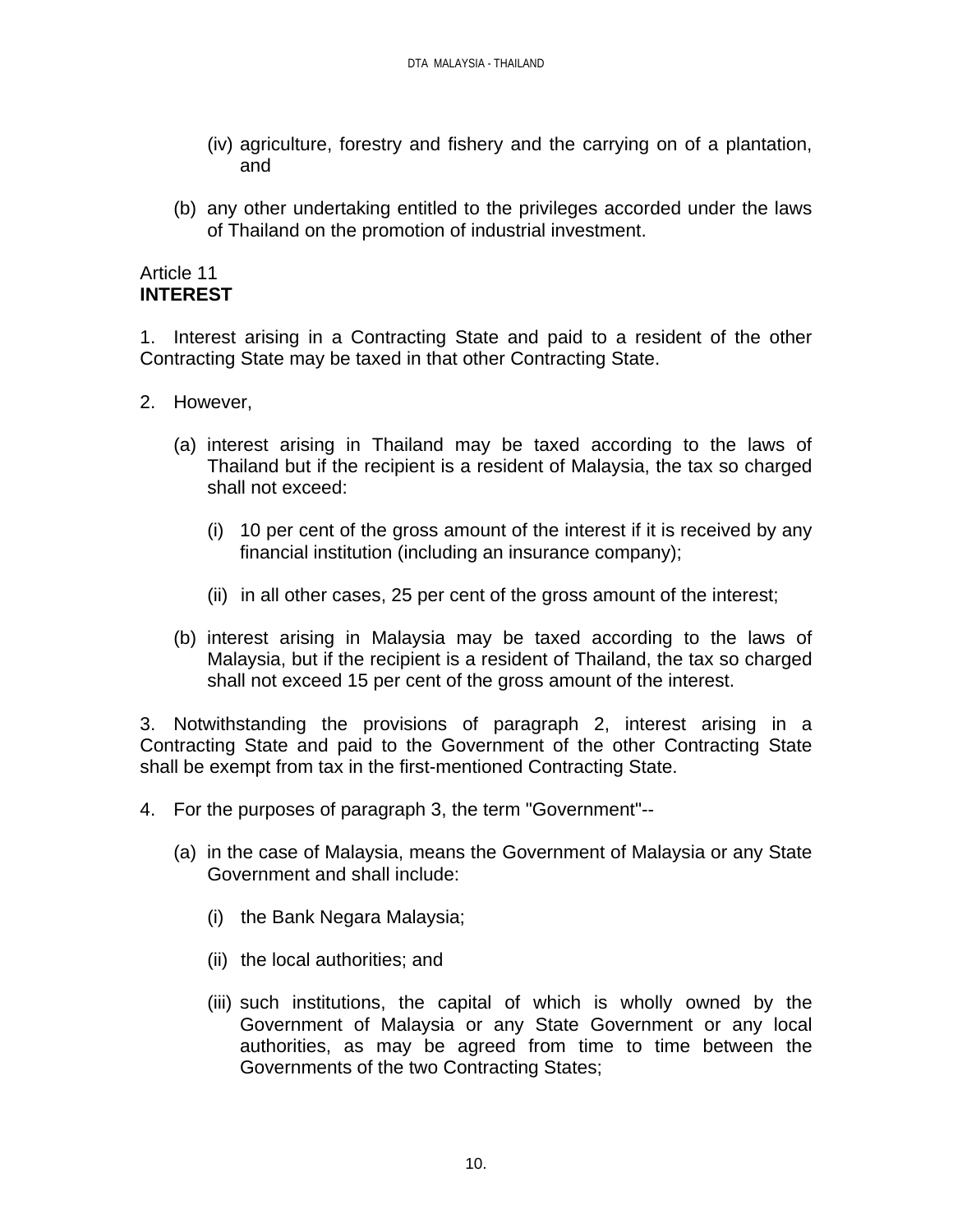(iv) agriculture, forestry and fishery and the carrying on of a plantation, and

(b) any other undertaking entitled to the privileges accorded under the laws of Thailand on the promotion of industrial investment.

Article 11
**INTEREST**

1. Interest arising in a Contracting State and paid to a resident of the other Contracting State may be taxed in that other Contracting State.

2. However,

(a) interest arising in Thailand may be taxed according to the laws of Thailand but if the recipient is a resident of Malaysia, the tax so charged shall not exceed:

(i) 10 per cent of the gross amount of the interest if it is received by any financial institution (including an insurance company);

(ii) in all other cases, 25 per cent of the gross amount of the interest;

(b) interest arising in Malaysia may be taxed according to the laws of Malaysia, but if the recipient is a resident of Thailand, the tax so charged shall not exceed 15 per cent of the gross amount of the interest.

3. Notwithstanding the provisions of paragraph 2, interest arising in a Contracting State and paid to the Government of the other Contracting State shall be exempt from tax in the first-mentioned Contracting State.

4. For the purposes of paragraph 3, the term "Government"--

(a) in the case of Malaysia, means the Government of Malaysia or any State Government and shall include:

(i) the Bank Negara Malaysia;

(ii) the local authorities; and

(iii) such institutions, the capital of which is wholly owned by the Government of Malaysia or any State Government or any local authorities, as may be agreed from time to time between the Governments of the two Contracting States;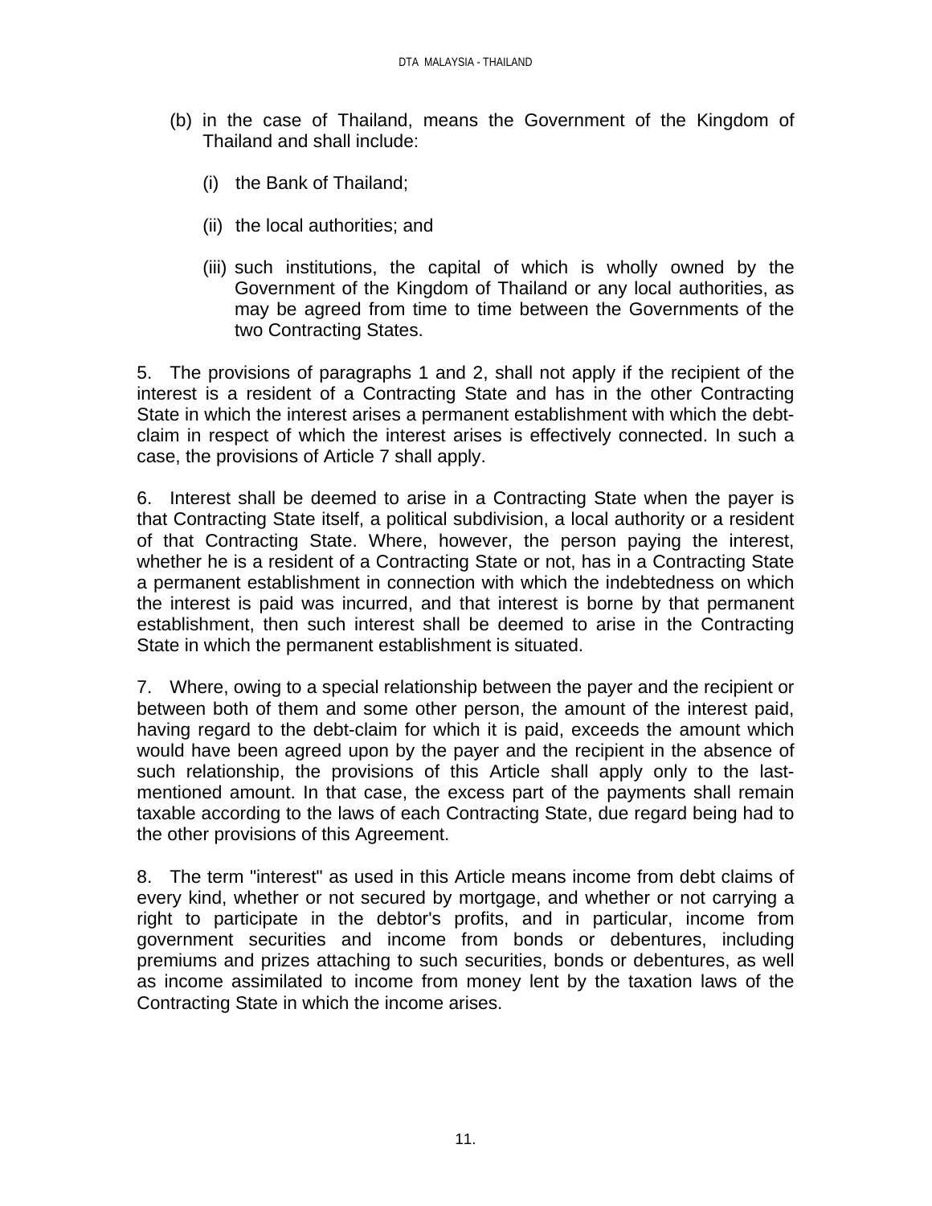(b) in the case of Thailand, means the Government of the Kingdom of Thailand and shall include:

   (i) the Bank of Thailand;

   (ii) the local authorities; and

   (iii) such institutions, the capital of which is wholly owned by the Government of the Kingdom of Thailand or any local authorities, as may be agreed from time to time between the Governments of the two Contracting States.

5. The provisions of paragraphs 1 and 2, shall not apply if the recipient of the interest is a resident of a Contracting State and has in the other Contracting State in which the interest arises a permanent establishment with which the debt-claim in respect of which the interest arises is effectively connected. In such a case, the provisions of Article 7 shall apply.

6. Interest shall be deemed to arise in a Contracting State when the payer is that Contracting State itself, a political subdivision, a local authority or a resident of that Contracting State. Where, however, the person paying the interest, whether he is a resident of a Contracting State or not, has in a Contracting State a permanent establishment in connection with which the indebtedness on which the interest is paid was incurred, and that interest is borne by that permanent establishment, then such interest shall be deemed to arise in the Contracting State in which the permanent establishment is situated.

7. Where, owing to a special relationship between the payer and the recipient or between both of them and some other person, the amount of the interest paid, having regard to the debt-claim for which it is paid, exceeds the amount which would have been agreed upon by the payer and the recipient in the absence of such relationship, the provisions of this Article shall apply only to the last-mentioned amount. In that case, the excess part of the payments shall remain taxable according to the laws of each Contracting State, due regard being had to the other provisions of this Agreement.

8. The term "interest" as used in this Article means income from debt claims of every kind, whether or not secured by mortgage, and whether or not carrying a right to participate in the debtor's profits, and in particular, income from government securities and income from bonds or debentures, including premiums and prizes attaching to such securities, bonds or debentures, as well as income assimilated to income from money lent by the taxation laws of the Contracting State in which the income arises.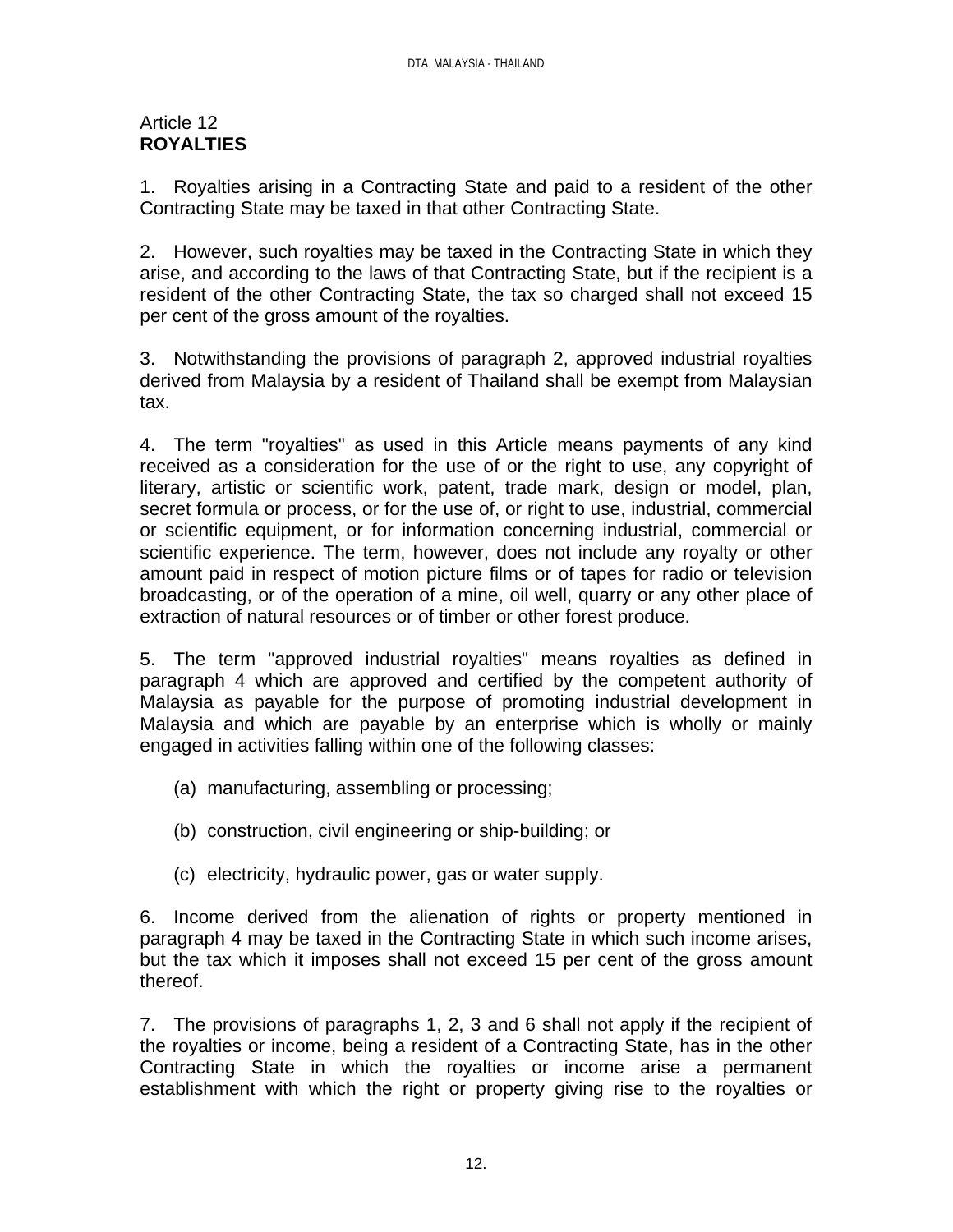Article 12
**ROYALTIES**

1. Royalties arising in a Contracting State and paid to a resident of the other Contracting State may be taxed in that other Contracting State.

2. However, such royalties may be taxed in the Contracting State in which they arise, and according to the laws of that Contracting State, but if the recipient is a resident of the other Contracting State, the tax so charged shall not exceed 15 per cent of the gross amount of the royalties.

3. Notwithstanding the provisions of paragraph 2, approved industrial royalties derived from Malaysia by a resident of Thailand shall be exempt from Malaysian tax.

4. The term "royalties" as used in this Article means payments of any kind received as a consideration for the use of or the right to use, any copyright of literary, artistic or scientific work, patent, trade mark, design or model, plan, secret formula or process, or for the use of, or right to use, industrial, commercial or scientific equipment, or for information concerning industrial, commercial or scientific experience. The term, however, does not include any royalty or other amount paid in respect of motion picture films or of tapes for radio or television broadcasting, or of the operation of a mine, oil well, quarry or any other place of extraction of natural resources or of timber or other forest produce.

5. The term "approved industrial royalties" means royalties as defined in paragraph 4 which are approved and certified by the competent authority of Malaysia as payable for the purpose of promoting industrial development in Malaysia and which are payable by an enterprise which is wholly or mainly engaged in activities falling within one of the following classes:

(a) manufacturing, assembling or processing;

(b) construction, civil engineering or ship-building; or

(c) electricity, hydraulic power, gas or water supply.

6. Income derived from the alienation of rights or property mentioned in paragraph 4 may be taxed in the Contracting State in which such income arises, but the tax which it imposes shall not exceed 15 per cent of the gross amount thereof.

7. The provisions of paragraphs 1, 2, 3 and 6 shall not apply if the recipient of the royalties or income, being a resident of a Contracting State, has in the other Contracting State in which the royalties or income arise a permanent establishment with which the right or property giving rise to the royalties or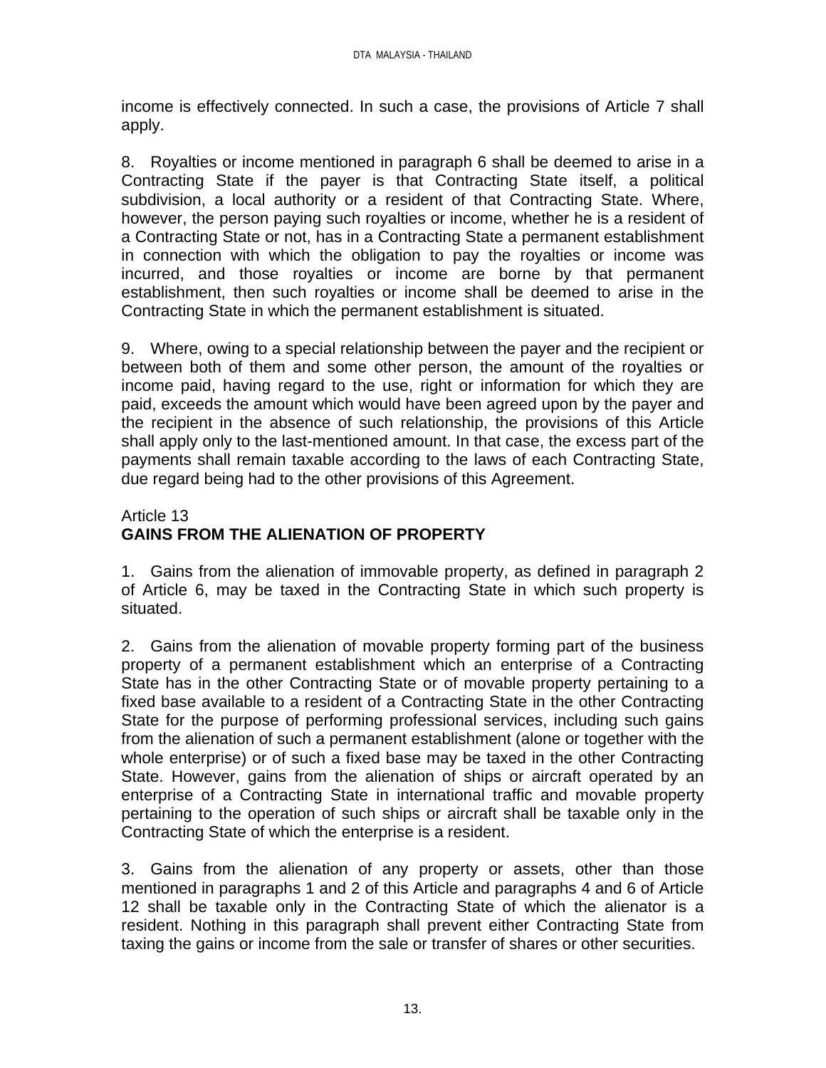income is effectively connected. In such a case, the provisions of Article 7 shall apply.

8. Royalties or income mentioned in paragraph 6 shall be deemed to arise in a Contracting State if the payer is that Contracting State itself, a political subdivision, a local authority or a resident of that Contracting State. Where, however, the person paying such royalties or income, whether he is a resident of a Contracting State or not, has in a Contracting State a permanent establishment in connection with which the obligation to pay the royalties or income was incurred, and those royalties or income are borne by that permanent establishment, then such royalties or income shall be deemed to arise in the Contracting State in which the permanent establishment is situated.

9. Where, owing to a special relationship between the payer and the recipient or between both of them and some other person, the amount of the royalties or income paid, having regard to the use, right or information for which they are paid, exceeds the amount which would have been agreed upon by the payer and the recipient in the absence of such relationship, the provisions of this Article shall apply only to the last-mentioned amount. In that case, the excess part of the payments shall remain taxable according to the laws of each Contracting State, due regard being had to the other provisions of this Agreement.

## Article 13
## GAINS FROM THE ALIENATION OF PROPERTY

1. Gains from the alienation of immovable property, as defined in paragraph 2 of Article 6, may be taxed in the Contracting State in which such property is situated.

2. Gains from the alienation of movable property forming part of the business property of a permanent establishment which an enterprise of a Contracting State has in the other Contracting State or of movable property pertaining to a fixed base available to a resident of a Contracting State in the other Contracting State for the purpose of performing professional services, including such gains from the alienation of such a permanent establishment (alone or together with the whole enterprise) or of such a fixed base may be taxed in the other Contracting State. However, gains from the alienation of ships or aircraft operated by an enterprise of a Contracting State in international traffic and movable property pertaining to the operation of such ships or aircraft shall be taxable only in the Contracting State of which the enterprise is a resident.

3. Gains from the alienation of any property or assets, other than those mentioned in paragraphs 1 and 2 of this Article and paragraphs 4 and 6 of Article 12 shall be taxable only in the Contracting State of which the alienator is a resident. Nothing in this paragraph shall prevent either Contracting State from taxing the gains or income from the sale or transfer of shares or other securities.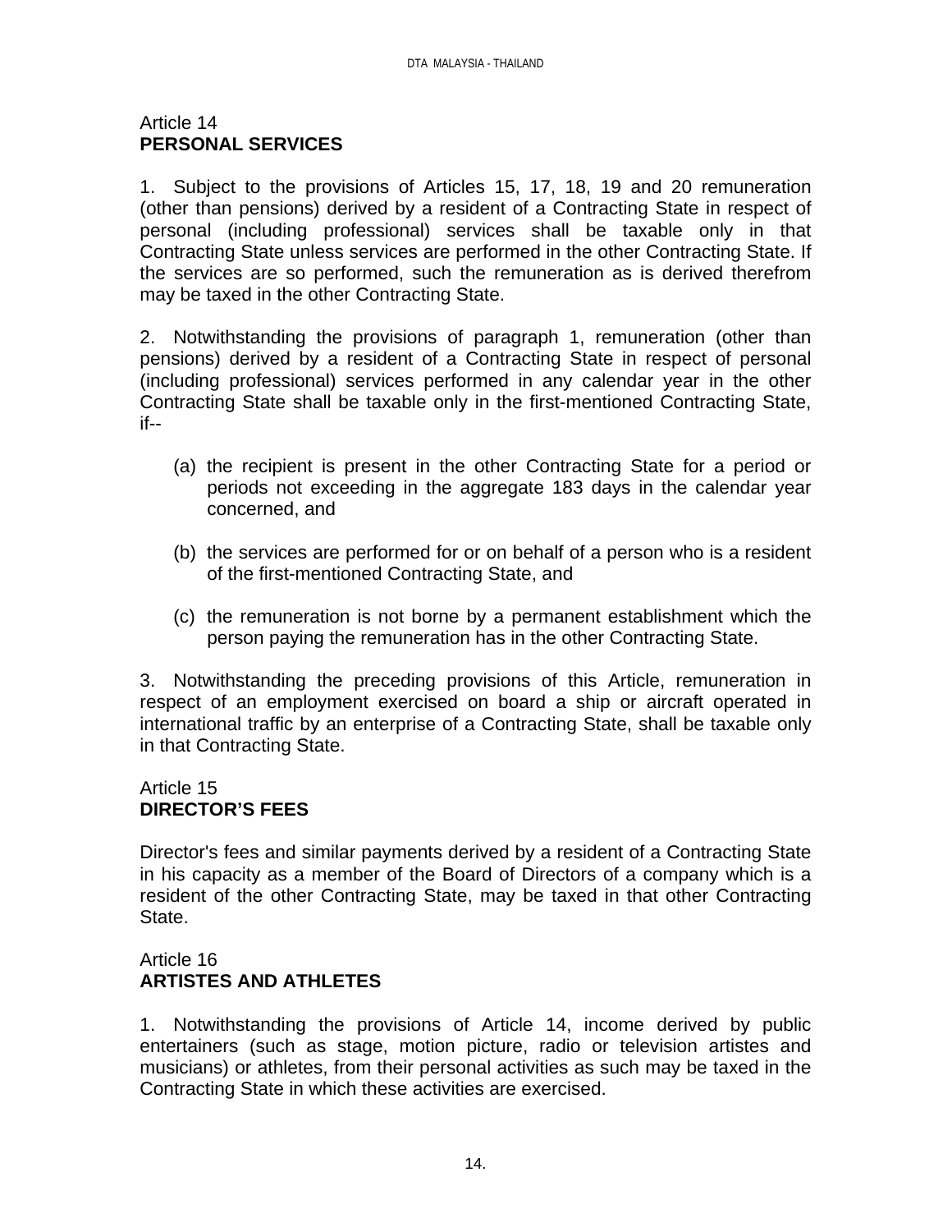## Article 14
## PERSONAL SERVICES

1. Subject to the provisions of Articles 15, 17, 18, 19 and 20 remuneration (other than pensions) derived by a resident of a Contracting State in respect of personal (including professional) services shall be taxable only in that Contracting State unless services are performed in the other Contracting State. If the services are so performed, such the remuneration as is derived therefrom may be taxed in the other Contracting State.

2. Notwithstanding the provisions of paragraph 1, remuneration (other than pensions) derived by a resident of a Contracting State in respect of personal (including professional) services performed in any calendar year in the other Contracting State shall be taxable only in the first-mentioned Contracting State, if--

   (a) the recipient is present in the other Contracting State for a period or periods not exceeding in the aggregate 183 days in the calendar year concerned, and

   (b) the services are performed for or on behalf of a person who is a resident of the first-mentioned Contracting State, and

   (c) the remuneration is not borne by a permanent establishment which the person paying the remuneration has in the other Contracting State.

3. Notwithstanding the preceding provisions of this Article, remuneration in respect of an employment exercised on board a ship or aircraft operated in international traffic by an enterprise of a Contracting State, shall be taxable only in that Contracting State.

## Article 15
## DIRECTOR'S FEES

Director's fees and similar payments derived by a resident of a Contracting State in his capacity as a member of the Board of Directors of a company which is a resident of the other Contracting State, may be taxed in that other Contracting State.

## Article 16
## ARTISTES AND ATHLETES

1. Notwithstanding the provisions of Article 14, income derived by public entertainers (such as stage, motion picture, radio or television artistes and musicians) or athletes, from their personal activities as such may be taxed in the Contracting State in which these activities are exercised.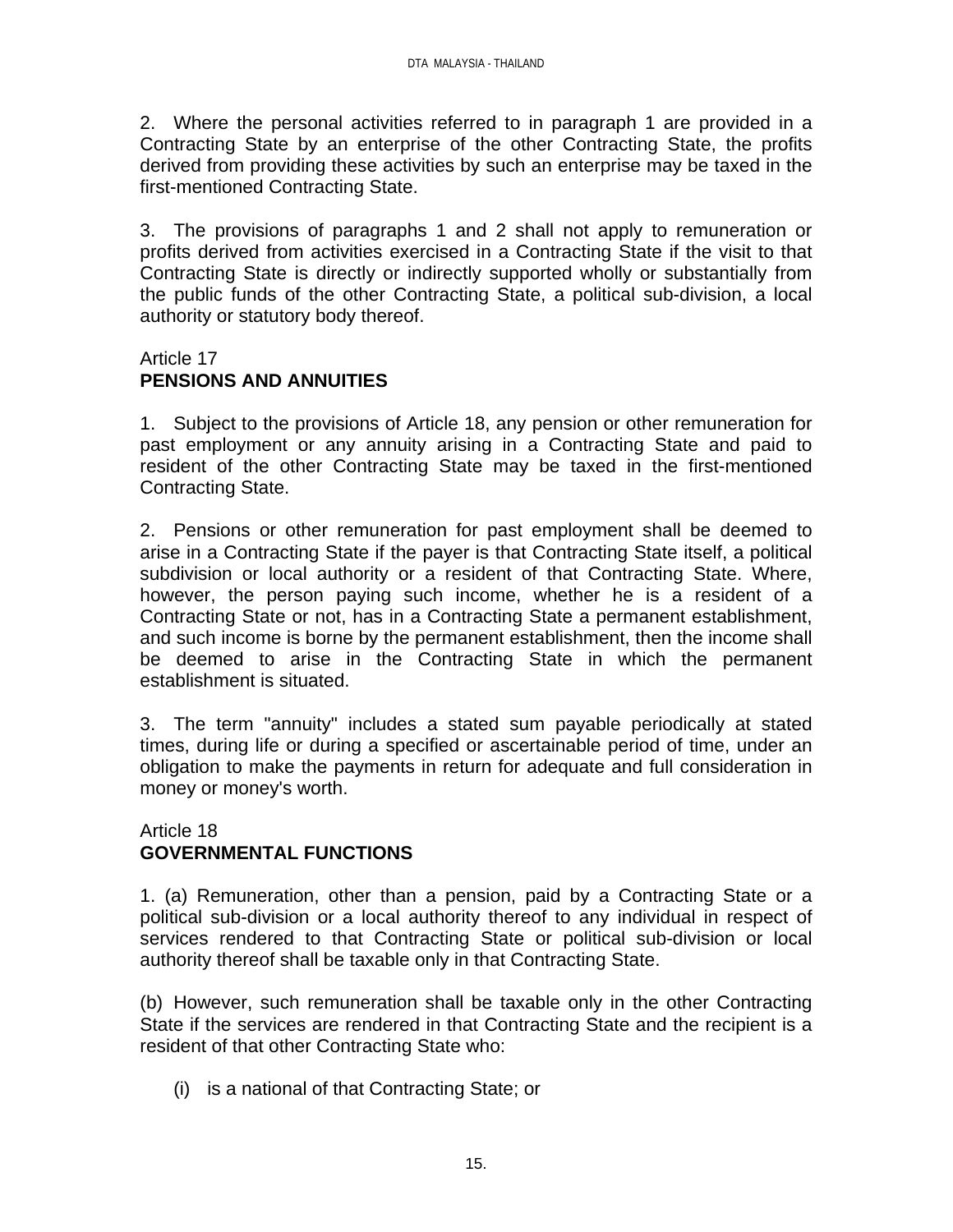2. Where the personal activities referred to in paragraph 1 are provided in a Contracting State by an enterprise of the other Contracting State, the profits derived from providing these activities by such an enterprise may be taxed in the first-mentioned Contracting State.

3. The provisions of paragraphs 1 and 2 shall not apply to remuneration or profits derived from activities exercised in a Contracting State if the visit to that Contracting State is directly or indirectly supported wholly or substantially from the public funds of the other Contracting State, a political sub-division, a local authority or statutory body thereof.

Article 17
**PENSIONS AND ANNUITIES**

1. Subject to the provisions of Article 18, any pension or other remuneration for past employment or any annuity arising in a Contracting State and paid to resident of the other Contracting State may be taxed in the first-mentioned Contracting State.

2. Pensions or other remuneration for past employment shall be deemed to arise in a Contracting State if the payer is that Contracting State itself, a political subdivision or local authority or a resident of that Contracting State. Where, however, the person paying such income, whether he is a resident of a Contracting State or not, has in a Contracting State a permanent establishment, and such income is borne by the permanent establishment, then the income shall be deemed to arise in the Contracting State in which the permanent establishment is situated.

3. The term "annuity" includes a stated sum payable periodically at stated times, during life or during a specified or ascertainable period of time, under an obligation to make the payments in return for adequate and full consideration in money or money's worth.

Article 18
**GOVERNMENTAL FUNCTIONS**

1. (a) Remuneration, other than a pension, paid by a Contracting State or a political sub-division or a local authority thereof to any individual in respect of services rendered to that Contracting State or political sub-division or local authority thereof shall be taxable only in that Contracting State.

(b) However, such remuneration shall be taxable only in the other Contracting State if the services are rendered in that Contracting State and the recipient is a resident of that other Contracting State who:

(i) is a national of that Contracting State; or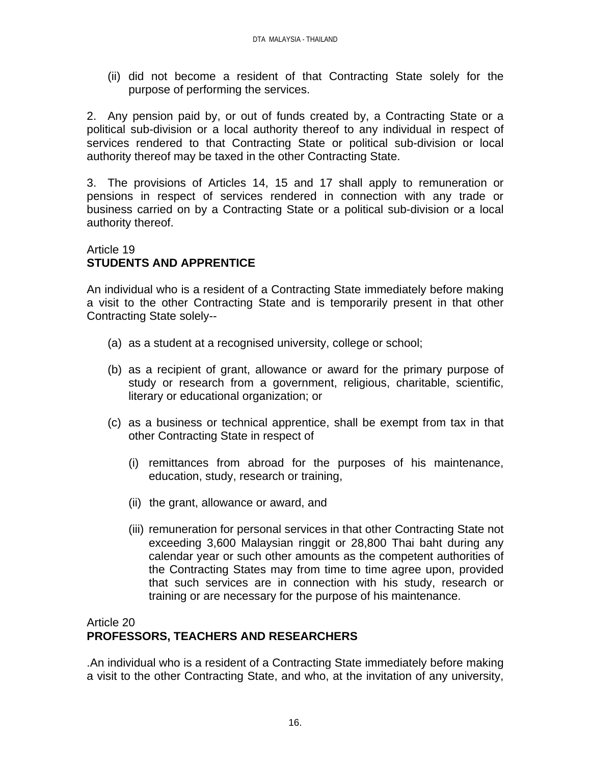(ii) did not become a resident of that Contracting State solely for the purpose of performing the services.

2. Any pension paid by, or out of funds created by, a Contracting State or a political sub-division or a local authority thereof to any individual in respect of services rendered to that Contracting State or political sub-division or local authority thereof may be taxed in the other Contracting State.

3. The provisions of Articles 14, 15 and 17 shall apply to remuneration or pensions in respect of services rendered in connection with any trade or business carried on by a Contracting State or a political sub-division or a local authority thereof.

## Article 19
## STUDENTS AND APPRENTICE

An individual who is a resident of a Contracting State immediately before making a visit to the other Contracting State and is temporarily present in that other Contracting State solely--

(a) as a student at a recognised university, college or school;

(b) as a recipient of grant, allowance or award for the primary purpose of study or research from a government, religious, charitable, scientific, literary or educational organization; or

(c) as a business or technical apprentice, shall be exempt from tax in that other Contracting State in respect of

(i) remittances from abroad for the purposes of his maintenance, education, study, research or training,

(ii) the grant, allowance or award, and

(iii) remuneration for personal services in that other Contracting State not exceeding 3,600 Malaysian ringgit or 28,800 Thai baht during any calendar year or such other amounts as the competent authorities of the Contracting States may from time to time agree upon, provided that such services are in connection with his study, research or training or are necessary for the purpose of his maintenance.

## Article 20
## PROFESSORS, TEACHERS AND RESEARCHERS

.An individual who is a resident of a Contracting State immediately before making a visit to the other Contracting State, and who, at the invitation of any university,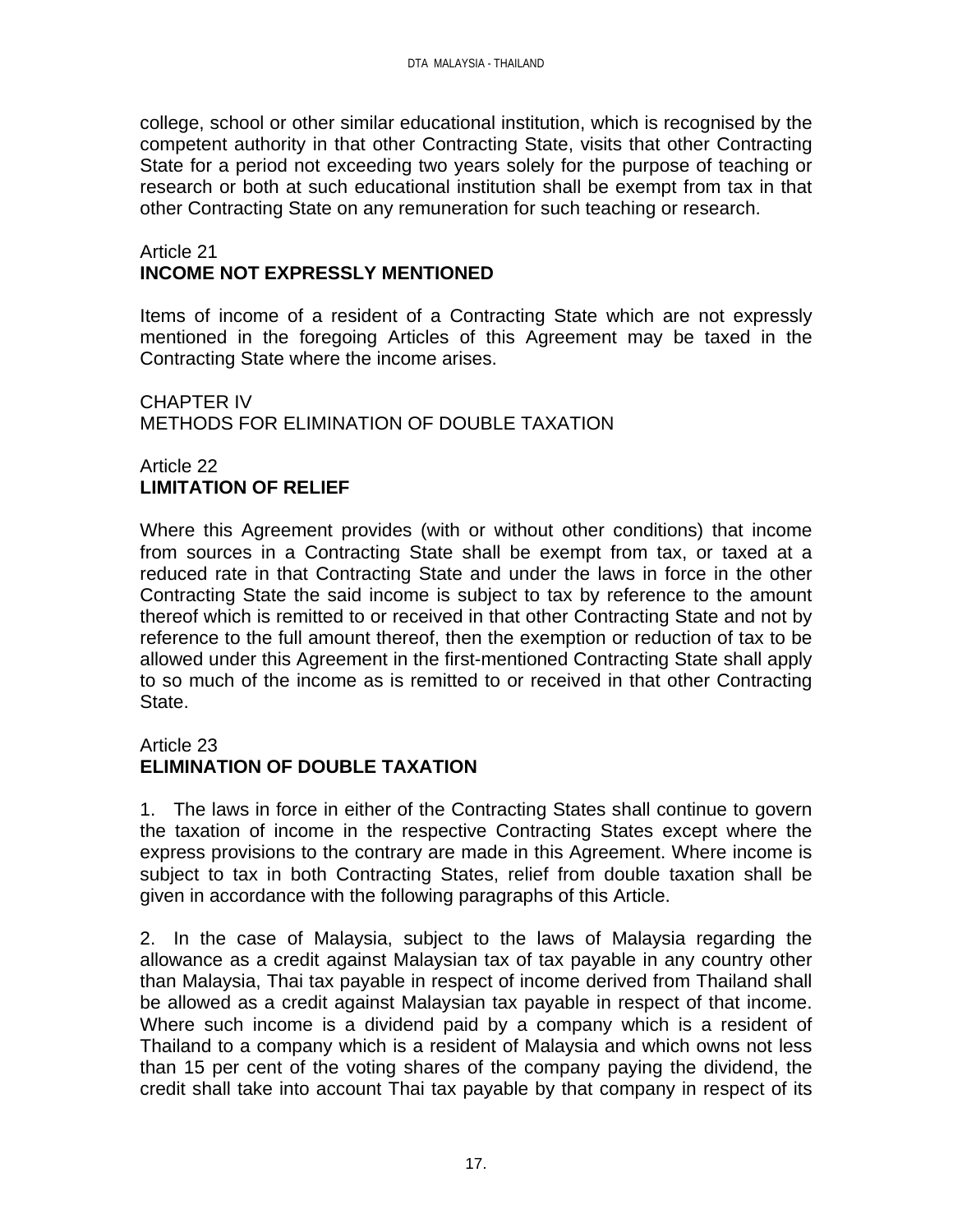college, school or other similar educational institution, which is recognised by the competent authority in that other Contracting State, visits that other Contracting State for a period not exceeding two years solely for the purpose of teaching or research or both at such educational institution shall be exempt from tax in that other Contracting State on any remuneration for such teaching or research.

## Article 21
## INCOME NOT EXPRESSLY MENTIONED

Items of income of a resident of a Contracting State which are not expressly mentioned in the foregoing Articles of this Agreement may be taxed in the Contracting State where the income arises.

# CHAPTER IV
# METHODS FOR ELIMINATION OF DOUBLE TAXATION

## Article 22
## LIMITATION OF RELIEF

Where this Agreement provides (with or without other conditions) that income from sources in a Contracting State shall be exempt from tax, or taxed at a reduced rate in that Contracting State and under the laws in force in the other Contracting State the said income is subject to tax by reference to the amount thereof which is remitted to or received in that other Contracting State and not by reference to the full amount thereof, then the exemption or reduction of tax to be allowed under this Agreement in the first-mentioned Contracting State shall apply to so much of the income as is remitted to or received in that other Contracting State.

## Article 23
## ELIMINATION OF DOUBLE TAXATION

1. The laws in force in either of the Contracting States shall continue to govern the taxation of income in the respective Contracting States except where the express provisions to the contrary are made in this Agreement. Where income is subject to tax in both Contracting States, relief from double taxation shall be given in accordance with the following paragraphs of this Article.

2. In the case of Malaysia, subject to the laws of Malaysia regarding the allowance as a credit against Malaysian tax of tax payable in any country other than Malaysia, Thai tax payable in respect of income derived from Thailand shall be allowed as a credit against Malaysian tax payable in respect of that income. Where such income is a dividend paid by a company which is a resident of Thailand to a company which is a resident of Malaysia and which owns not less than 15 per cent of the voting shares of the company paying the dividend, the credit shall take into account Thai tax payable by that company in respect of its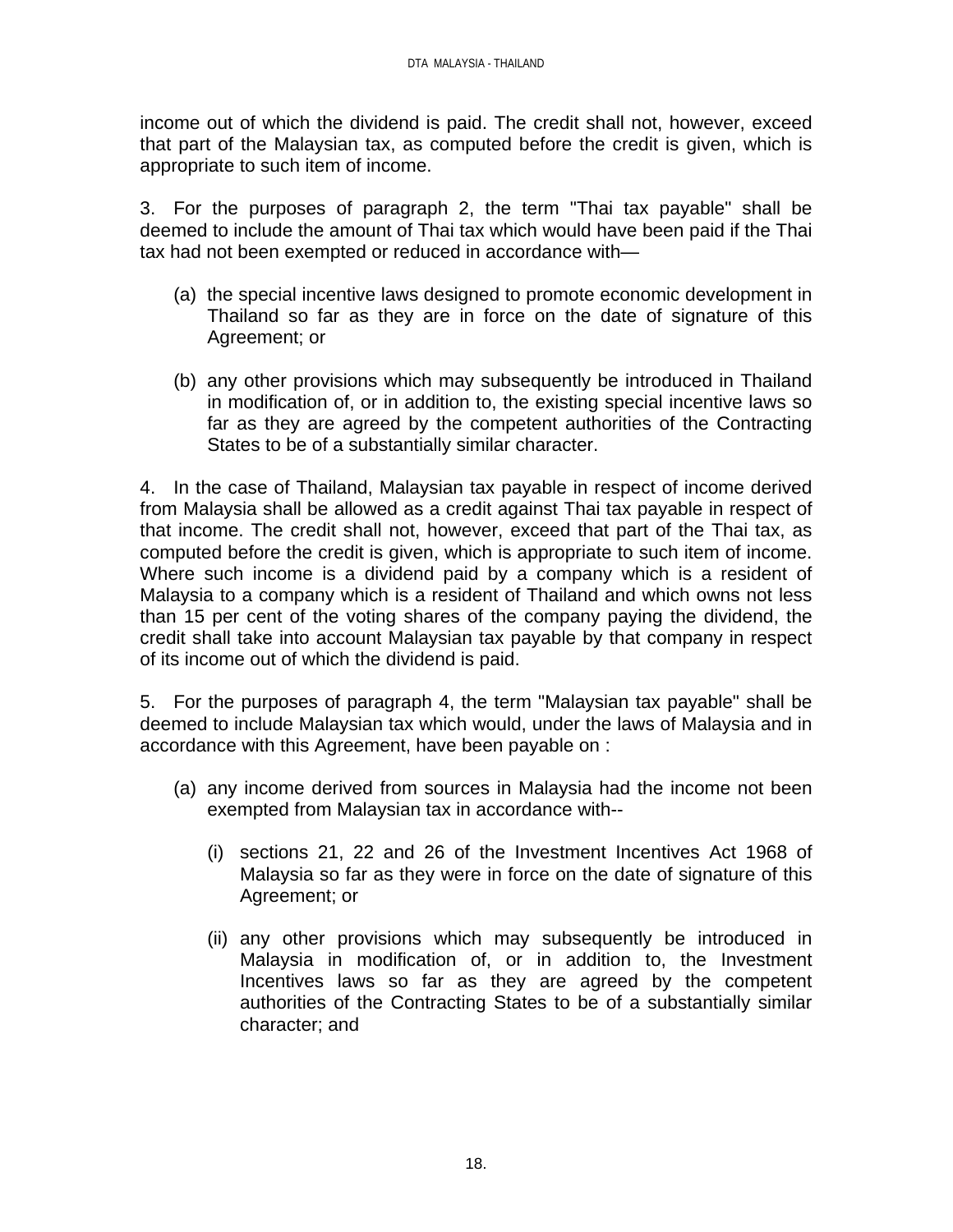income out of which the dividend is paid. The credit shall not, however, exceed that part of the Malaysian tax, as computed before the credit is given, which is appropriate to such item of income.

3. For the purposes of paragraph 2, the term "Thai tax payable" shall be deemed to include the amount of Thai tax which would have been paid if the Thai tax had not been exempted or reduced in accordance with—

(a) the special incentive laws designed to promote economic development in Thailand so far as they are in force on the date of signature of this Agreement; or

(b) any other provisions which may subsequently be introduced in Thailand in modification of, or in addition to, the existing special incentive laws so far as they are agreed by the competent authorities of the Contracting States to be of a substantially similar character.

4. In the case of Thailand, Malaysian tax payable in respect of income derived from Malaysia shall be allowed as a credit against Thai tax payable in respect of that income. The credit shall not, however, exceed that part of the Thai tax, as computed before the credit is given, which is appropriate to such item of income. Where such income is a dividend paid by a company which is a resident of Malaysia to a company which is a resident of Thailand and which owns not less than 15 per cent of the voting shares of the company paying the dividend, the credit shall take into account Malaysian tax payable by that company in respect of its income out of which the dividend is paid.

5. For the purposes of paragraph 4, the term "Malaysian tax payable" shall be deemed to include Malaysian tax which would, under the laws of Malaysia and in accordance with this Agreement, have been payable on :

(a) any income derived from sources in Malaysia had the income not been exempted from Malaysian tax in accordance with--

(i) sections 21, 22 and 26 of the Investment Incentives Act 1968 of Malaysia so far as they were in force on the date of signature of this Agreement; or

(ii) any other provisions which may subsequently be introduced in Malaysia in modification of, or in addition to, the Investment Incentives laws so far as they are agreed by the competent authorities of the Contracting States to be of a substantially similar character; and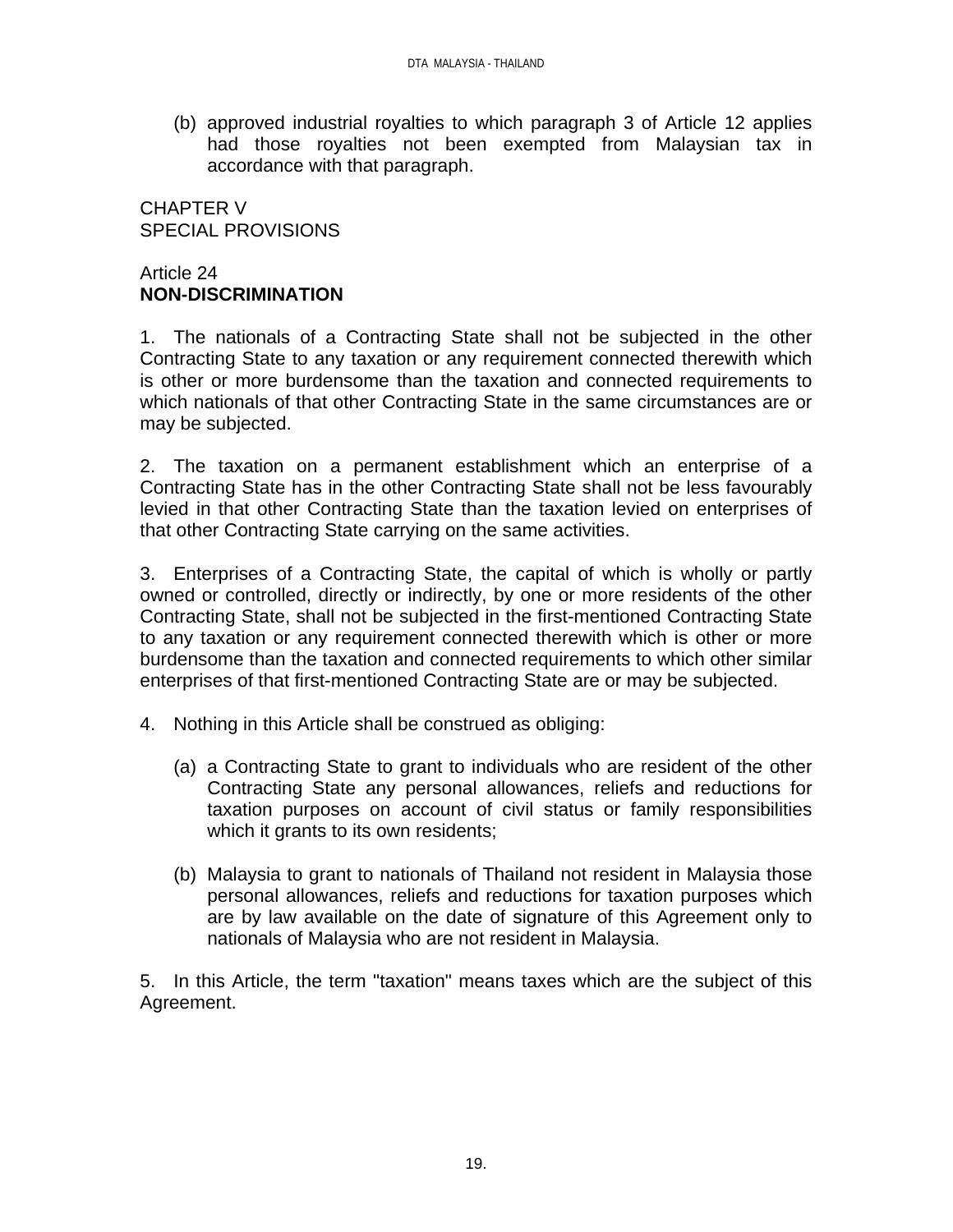(b) approved industrial royalties to which paragraph 3 of Article 12 applies had those royalties not been exempted from Malaysian tax in accordance with that paragraph.

## CHAPTER V
## SPECIAL PROVISIONS

### Article 24
### **NON-DISCRIMINATION**

1. The nationals of a Contracting State shall not be subjected in the other Contracting State to any taxation or any requirement connected therewith which is other or more burdensome than the taxation and connected requirements to which nationals of that other Contracting State in the same circumstances are or may be subjected.

2. The taxation on a permanent establishment which an enterprise of a Contracting State has in the other Contracting State shall not be less favourably levied in that other Contracting State than the taxation levied on enterprises of that other Contracting State carrying on the same activities.

3. Enterprises of a Contracting State, the capital of which is wholly or partly owned or controlled, directly or indirectly, by one or more residents of the other Contracting State, shall not be subjected in the first-mentioned Contracting State to any taxation or any requirement connected therewith which is other or more burdensome than the taxation and connected requirements to which other similar enterprises of that first-mentioned Contracting State are or may be subjected.

4. Nothing in this Article shall be construed as obliging:

(a) a Contracting State to grant to individuals who are resident of the other Contracting State any personal allowances, reliefs and reductions for taxation purposes on account of civil status or family responsibilities which it grants to its own residents;

(b) Malaysia to grant to nationals of Thailand not resident in Malaysia those personal allowances, reliefs and reductions for taxation purposes which are by law available on the date of signature of this Agreement only to nationals of Malaysia who are not resident in Malaysia.

5. In this Article, the term "taxation" means taxes which are the subject of this Agreement.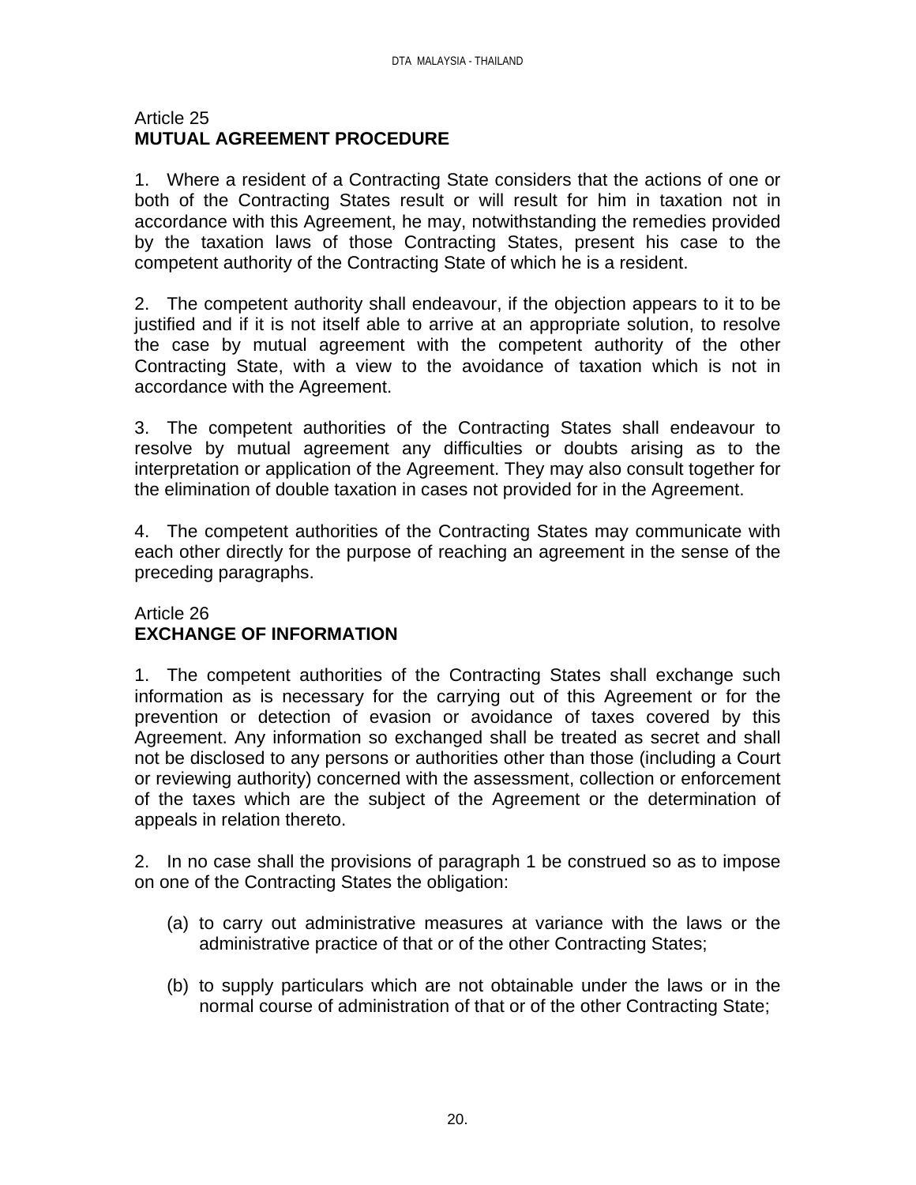## Article 25
## MUTUAL AGREEMENT PROCEDURE

1. Where a resident of a Contracting State considers that the actions of one or both of the Contracting States result or will result for him in taxation not in accordance with this Agreement, he may, notwithstanding the remedies provided by the taxation laws of those Contracting States, present his case to the competent authority of the Contracting State of which he is a resident.

2. The competent authority shall endeavour, if the objection appears to it to be justified and if it is not itself able to arrive at an appropriate solution, to resolve the case by mutual agreement with the competent authority of the other Contracting State, with a view to the avoidance of taxation which is not in accordance with the Agreement.

3. The competent authorities of the Contracting States shall endeavour to resolve by mutual agreement any difficulties or doubts arising as to the interpretation or application of the Agreement. They may also consult together for the elimination of double taxation in cases not provided for in the Agreement.

4. The competent authorities of the Contracting States may communicate with each other directly for the purpose of reaching an agreement in the sense of the preceding paragraphs.

## Article 26
## EXCHANGE OF INFORMATION

1. The competent authorities of the Contracting States shall exchange such information as is necessary for the carrying out of this Agreement or for the prevention or detection of evasion or avoidance of taxes covered by this Agreement. Any information so exchanged shall be treated as secret and shall not be disclosed to any persons or authorities other than those (including a Court or reviewing authority) concerned with the assessment, collection or enforcement of the taxes which are the subject of the Agreement or the determination of appeals in relation thereto.

2. In no case shall the provisions of paragraph 1 be construed so as to impose on one of the Contracting States the obligation:

(a) to carry out administrative measures at variance with the laws or the administrative practice of that or of the other Contracting States;

(b) to supply particulars which are not obtainable under the laws or in the normal course of administration of that or of the other Contracting State;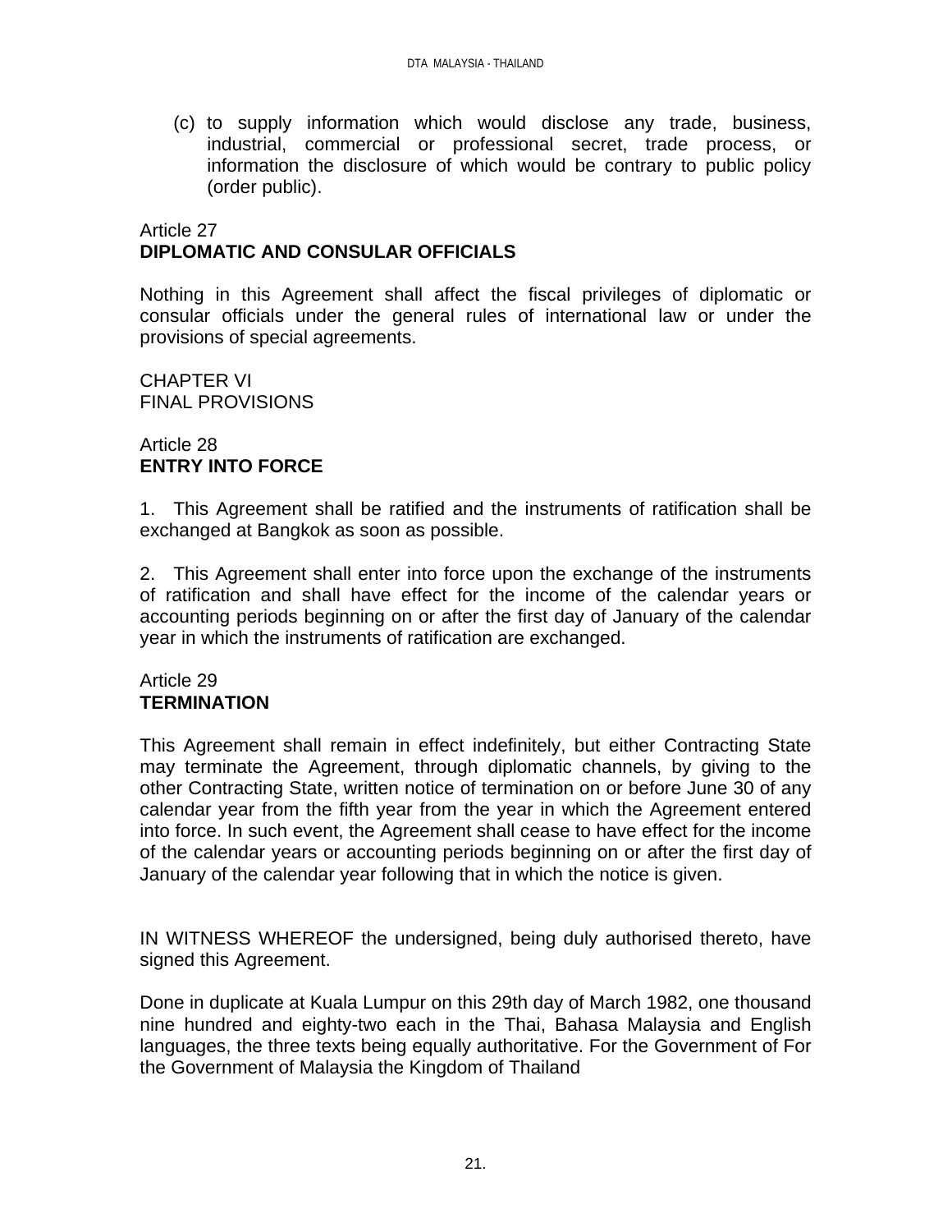(c) to supply information which would disclose any trade, business, industrial, commercial or professional secret, trade process, or information the disclosure of which would be contrary to public policy (order public).

Article 27
**DIPLOMATIC AND CONSULAR OFFICIALS**

Nothing in this Agreement shall affect the fiscal privileges of diplomatic or consular officials under the general rules of international law or under the provisions of special agreements.

CHAPTER VI
FINAL PROVISIONS

Article 28
**ENTRY INTO FORCE**

1. This Agreement shall be ratified and the instruments of ratification shall be exchanged at Bangkok as soon as possible.

2. This Agreement shall enter into force upon the exchange of the instruments of ratification and shall have effect for the income of the calendar years or accounting periods beginning on or after the first day of January of the calendar year in which the instruments of ratification are exchanged.

Article 29
**TERMINATION**

This Agreement shall remain in effect indefinitely, but either Contracting State may terminate the Agreement, through diplomatic channels, by giving to the other Contracting State, written notice of termination on or before June 30 of any calendar year from the fifth year from the year in which the Agreement entered into force. In such event, the Agreement shall cease to have effect for the income of the calendar years or accounting periods beginning on or after the first day of January of the calendar year following that in which the notice is given.

IN WITNESS WHEREOF the undersigned, being duly authorised thereto, have signed this Agreement.

Done in duplicate at Kuala Lumpur on this 29th day of March 1982, one thousand nine hundred and eighty-two each in the Thai, Bahasa Malaysia and English languages, the three texts being equally authoritative. For the Government of For the Government of Malaysia the Kingdom of Thailand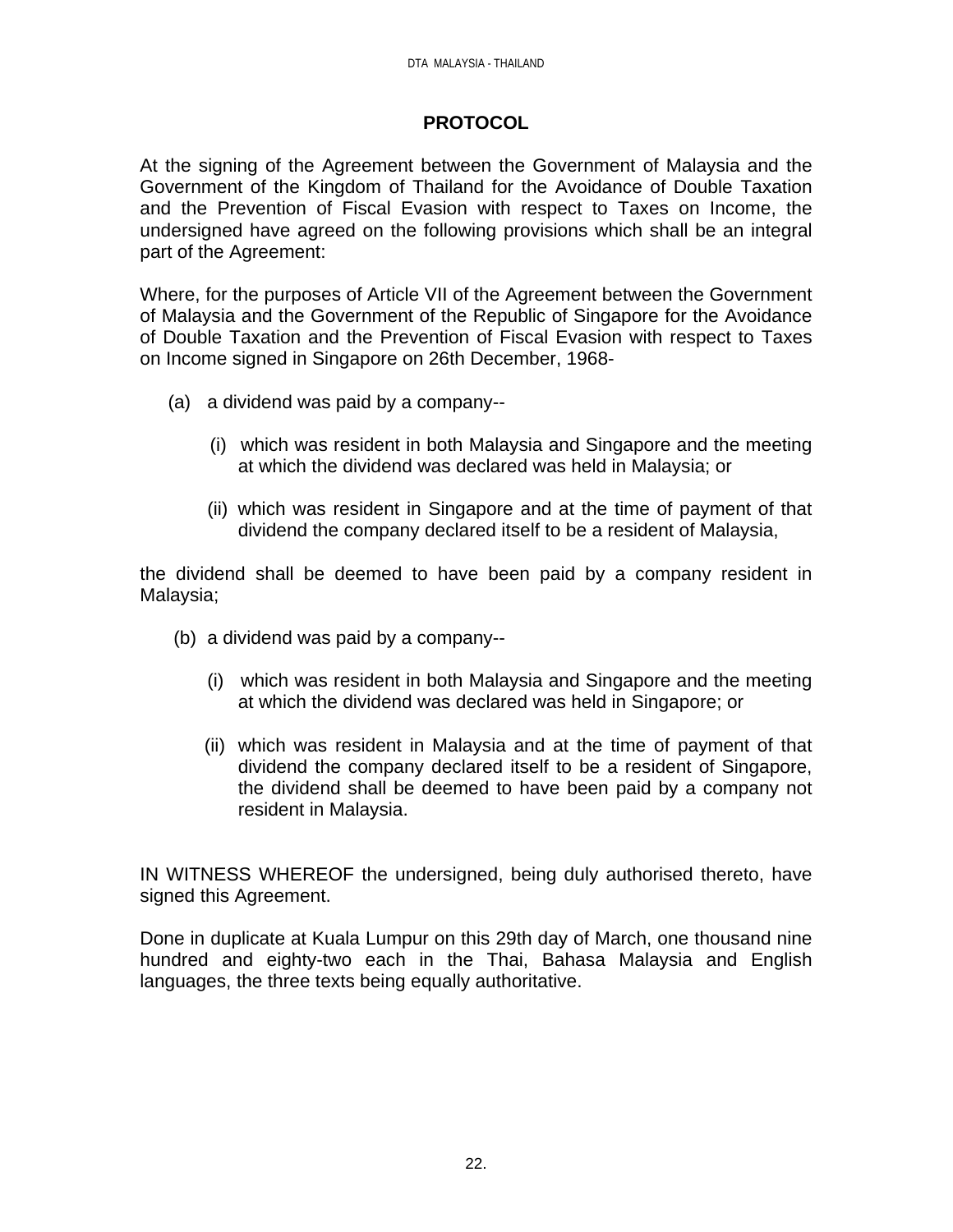## PROTOCOL

At the signing of the Agreement between the Government of Malaysia and the Government of the Kingdom of Thailand for the Avoidance of Double Taxation and the Prevention of Fiscal Evasion with respect to Taxes on Income, the undersigned have agreed on the following provisions which shall be an integral part of the Agreement:

Where, for the purposes of Article VII of the Agreement between the Government of Malaysia and the Government of the Republic of Singapore for the Avoidance of Double Taxation and the Prevention of Fiscal Evasion with respect to Taxes on Income signed in Singapore on 26th December, 1968-

(a) a dividend was paid by a company--

(i) which was resident in both Malaysia and Singapore and the meeting at which the dividend was declared was held in Malaysia; or

(ii) which was resident in Singapore and at the time of payment of that dividend the company declared itself to be a resident of Malaysia,

the dividend shall be deemed to have been paid by a company resident in Malaysia;

(b) a dividend was paid by a company--

(i) which was resident in both Malaysia and Singapore and the meeting at which the dividend was declared was held in Singapore; or

(ii) which was resident in Malaysia and at the time of payment of that dividend the company declared itself to be a resident of Singapore, the dividend shall be deemed to have been paid by a company not resident in Malaysia.

IN WITNESS WHEREOF the undersigned, being duly authorised thereto, have signed this Agreement.

Done in duplicate at Kuala Lumpur on this 29th day of March, one thousand nine hundred and eighty-two each in the Thai, Bahasa Malaysia and English languages, the three texts being equally authoritative.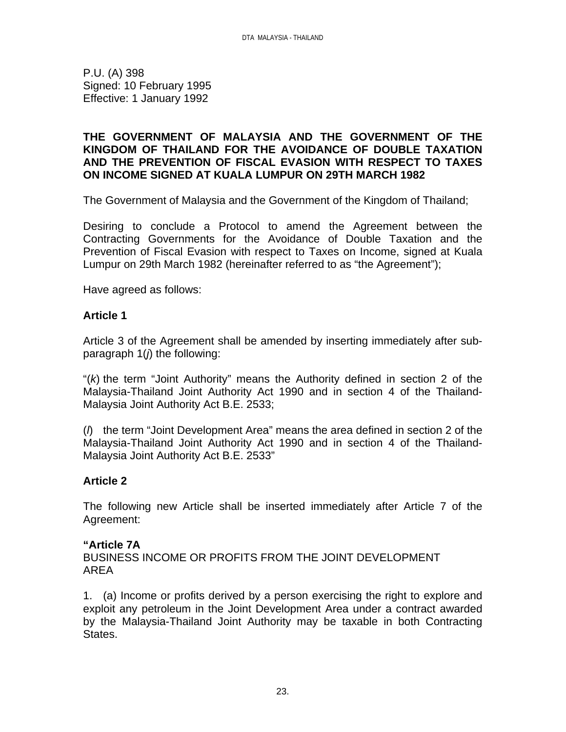P.U. (A) 398
Signed: 10 February 1995
Effective: 1 January 1992

**THE GOVERNMENT OF MALAYSIA AND THE GOVERNMENT OF THE KINGDOM OF THAILAND FOR THE AVOIDANCE OF DOUBLE TAXATION AND THE PREVENTION OF FISCAL EVASION WITH RESPECT TO TAXES ON INCOME SIGNED AT KUALA LUMPUR ON 29TH MARCH 1982**

The Government of Malaysia and the Government of the Kingdom of Thailand;

Desiring to conclude a Protocol to amend the Agreement between the Contracting Governments for the Avoidance of Double Taxation and the Prevention of Fiscal Evasion with respect to Taxes on Income, signed at Kuala Lumpur on 29th March 1982 (hereinafter referred to as "the Agreement");

Have agreed as follows:

**Article 1**

Article 3 of the Agreement shall be amended by inserting immediately after sub-paragraph 1(*j*) the following:

"(*k*) the term "Joint Authority" means the Authority defined in section 2 of the Malaysia-Thailand Joint Authority Act 1990 and in section 4 of the Thailand-Malaysia Joint Authority Act B.E. 2533;

(*l*) the term "Joint Development Area" means the area defined in section 2 of the Malaysia-Thailand Joint Authority Act 1990 and in section 4 of the Thailand-Malaysia Joint Authority Act B.E. 2533"

**Article 2**

The following new Article shall be inserted immediately after Article 7 of the Agreement:

**"Article 7A**
BUSINESS INCOME OR PROFITS FROM THE JOINT DEVELOPMENT AREA

1. (a) Income or profits derived by a person exercising the right to explore and exploit any petroleum in the Joint Development Area under a contract awarded by the Malaysia-Thailand Joint Authority may be taxable in both Contracting States.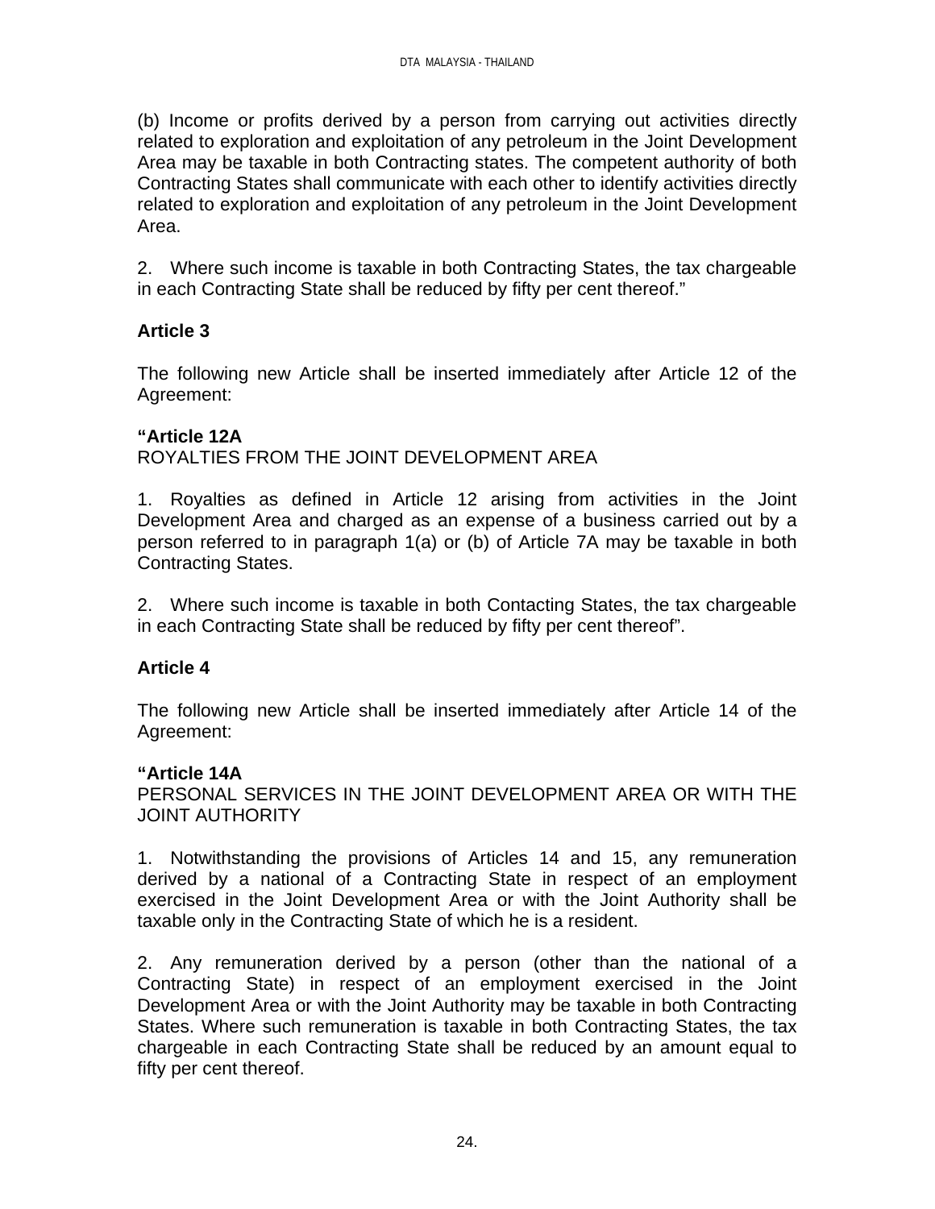(b) Income or profits derived by a person from carrying out activities directly related to exploration and exploitation of any petroleum in the Joint Development Area may be taxable in both Contracting states. The competent authority of both Contracting States shall communicate with each other to identify activities directly related to exploration and exploitation of any petroleum in the Joint Development Area.

2. Where such income is taxable in both Contracting States, the tax chargeable in each Contracting State shall be reduced by fifty per cent thereof."

**Article 3**

The following new Article shall be inserted immediately after Article 12 of the Agreement:

**"Article 12A**
ROYALTIES FROM THE JOINT DEVELOPMENT AREA

1. Royalties as defined in Article 12 arising from activities in the Joint Development Area and charged as an expense of a business carried out by a person referred to in paragraph 1(a) or (b) of Article 7A may be taxable in both Contracting States.

2. Where such income is taxable in both Contacting States, the tax chargeable in each Contracting State shall be reduced by fifty per cent thereof".

**Article 4**

The following new Article shall be inserted immediately after Article 14 of the Agreement:

**"Article 14A**
PERSONAL SERVICES IN THE JOINT DEVELOPMENT AREA OR WITH THE JOINT AUTHORITY

1. Notwithstanding the provisions of Articles 14 and 15, any remuneration derived by a national of a Contracting State in respect of an employment exercised in the Joint Development Area or with the Joint Authority shall be taxable only in the Contracting State of which he is a resident.

2. Any remuneration derived by a person (other than the national of a Contracting State) in respect of an employment exercised in the Joint Development Area or with the Joint Authority may be taxable in both Contracting States. Where such remuneration is taxable in both Contracting States, the tax chargeable in each Contracting State shall be reduced by an amount equal to fifty per cent thereof.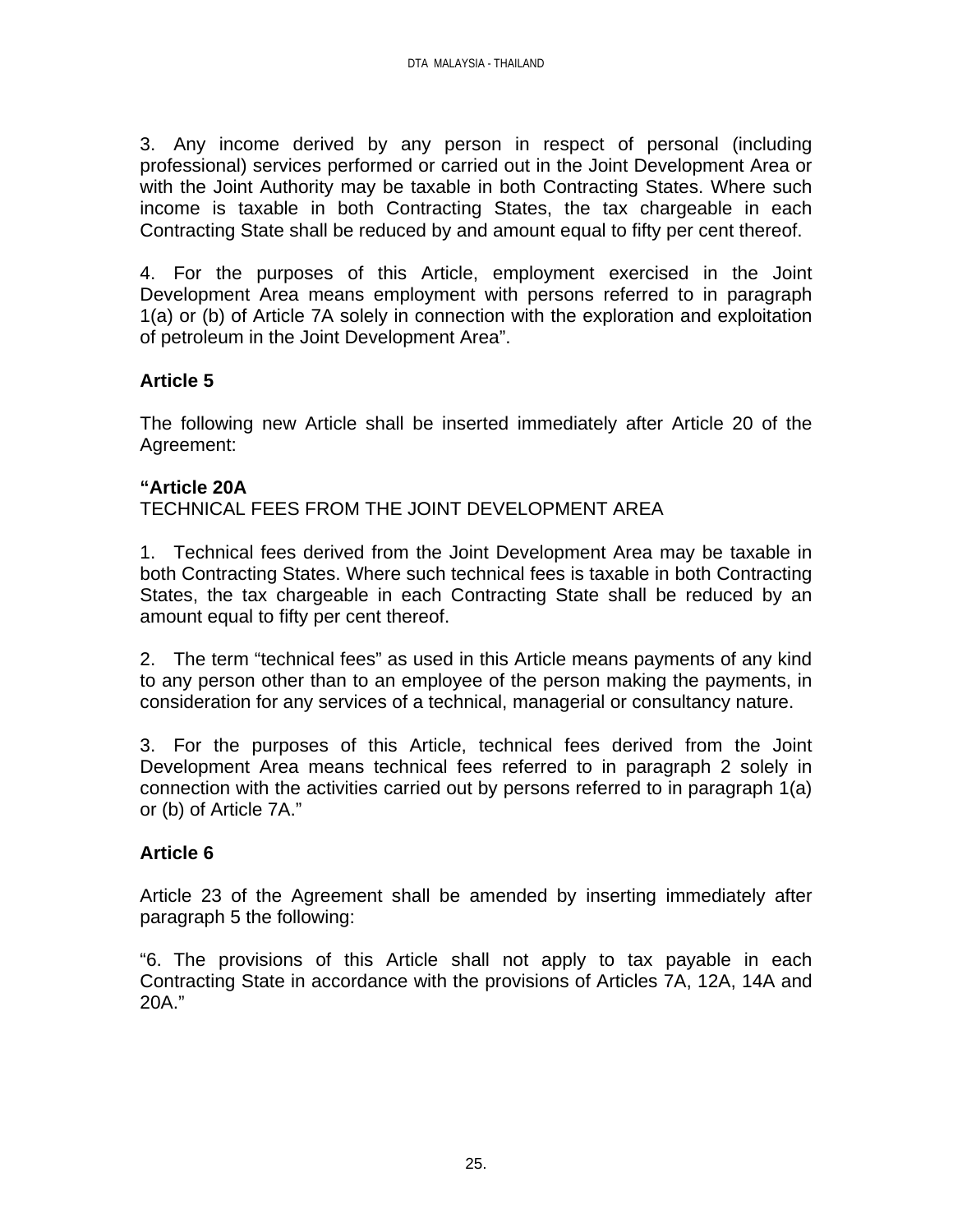3. Any income derived by any person in respect of personal (including professional) services performed or carried out in the Joint Development Area or with the Joint Authority may be taxable in both Contracting States. Where such income is taxable in both Contracting States, the tax chargeable in each Contracting State shall be reduced by and amount equal to fifty per cent thereof.

4. For the purposes of this Article, employment exercised in the Joint Development Area means employment with persons referred to in paragraph 1(a) or (b) of Article 7A solely in connection with the exploration and exploitation of petroleum in the Joint Development Area".

**Article 5**

The following new Article shall be inserted immediately after Article 20 of the Agreement:

**"Article 20A**
TECHNICAL FEES FROM THE JOINT DEVELOPMENT AREA

1. Technical fees derived from the Joint Development Area may be taxable in both Contracting States. Where such technical fees is taxable in both Contracting States, the tax chargeable in each Contracting State shall be reduced by an amount equal to fifty per cent thereof.

2. The term "technical fees" as used in this Article means payments of any kind to any person other than to an employee of the person making the payments, in consideration for any services of a technical, managerial or consultancy nature.

3. For the purposes of this Article, technical fees derived from the Joint Development Area means technical fees referred to in paragraph 2 solely in connection with the activities carried out by persons referred to in paragraph 1(a) or (b) of Article 7A."

**Article 6**

Article 23 of the Agreement shall be amended by inserting immediately after paragraph 5 the following:

"6. The provisions of this Article shall not apply to tax payable in each Contracting State in accordance with the provisions of Articles 7A, 12A, 14A and 20A."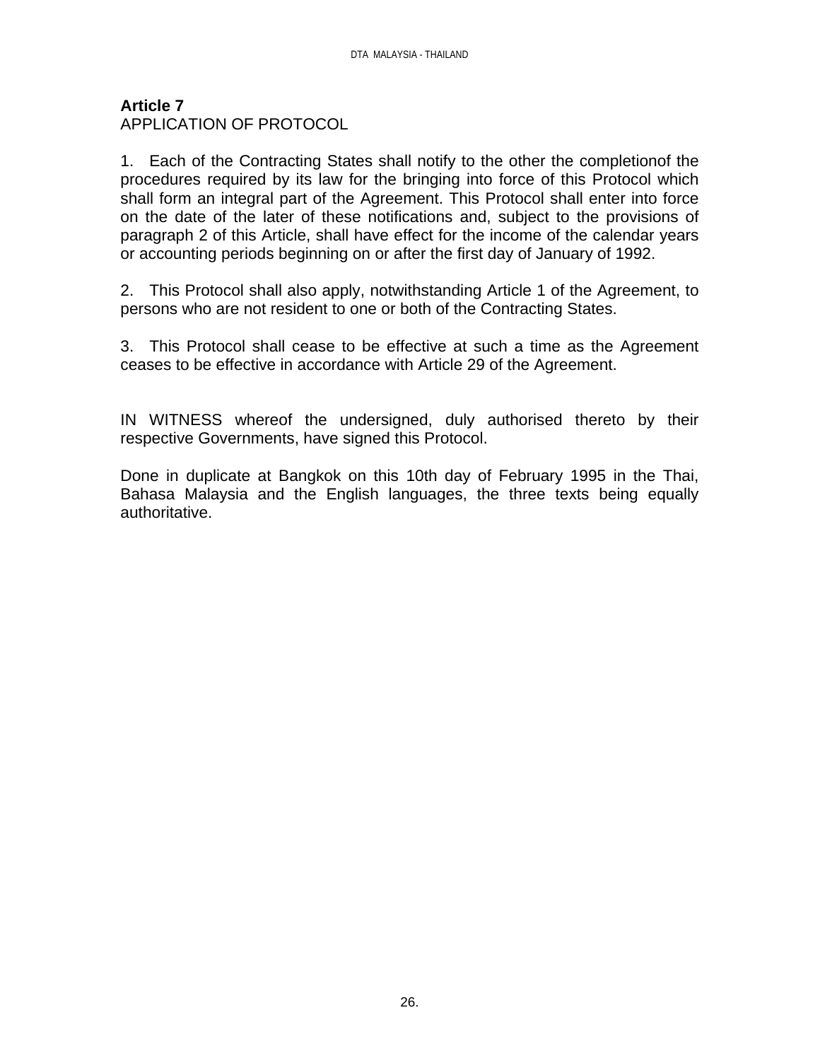**Article 7**
APPLICATION OF PROTOCOL

1. Each of the Contracting States shall notify to the other the completionof the procedures required by its law for the bringing into force of this Protocol which shall form an integral part of the Agreement. This Protocol shall enter into force on the date of the later of these notifications and, subject to the provisions of paragraph 2 of this Article, shall have effect for the income of the calendar years or accounting periods beginning on or after the first day of January of 1992.

2. This Protocol shall also apply, notwithstanding Article 1 of the Agreement, to persons who are not resident to one or both of the Contracting States.

3. This Protocol shall cease to be effective at such a time as the Agreement ceases to be effective in accordance with Article 29 of the Agreement.

IN WITNESS whereof the undersigned, duly authorised thereto by their respective Governments, have signed this Protocol.

Done in duplicate at Bangkok on this 10th day of February 1995 in the Thai, Bahasa Malaysia and the English languages, the three texts being equally authoritative.